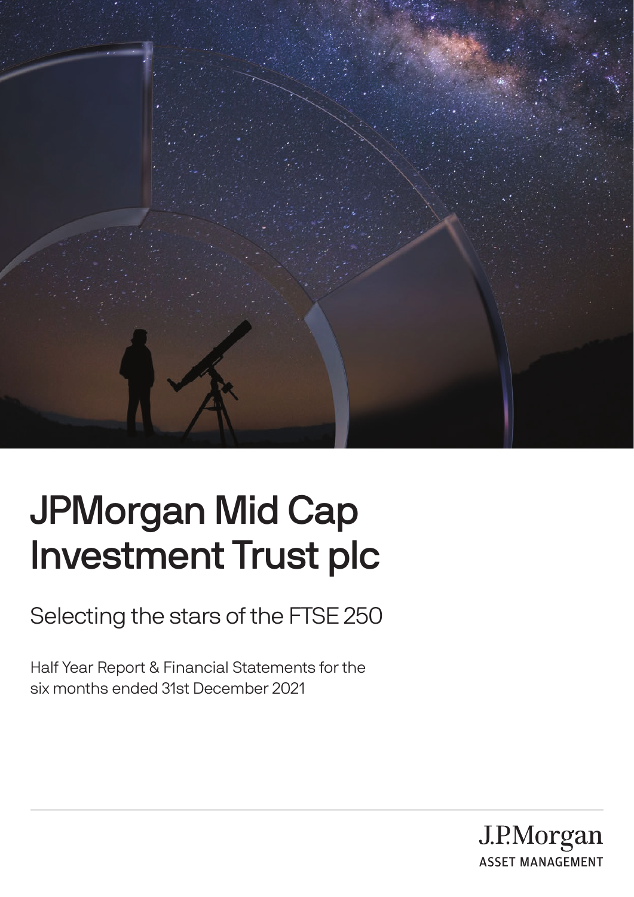# JPMorgan Mid Cap Investment Trust plc

## Selecting the stars of the FTSE 250

Half Year Report & Financial Statements for the six months ended 31st December 2021

J.P.Morgan
ASSET MANAGEMENT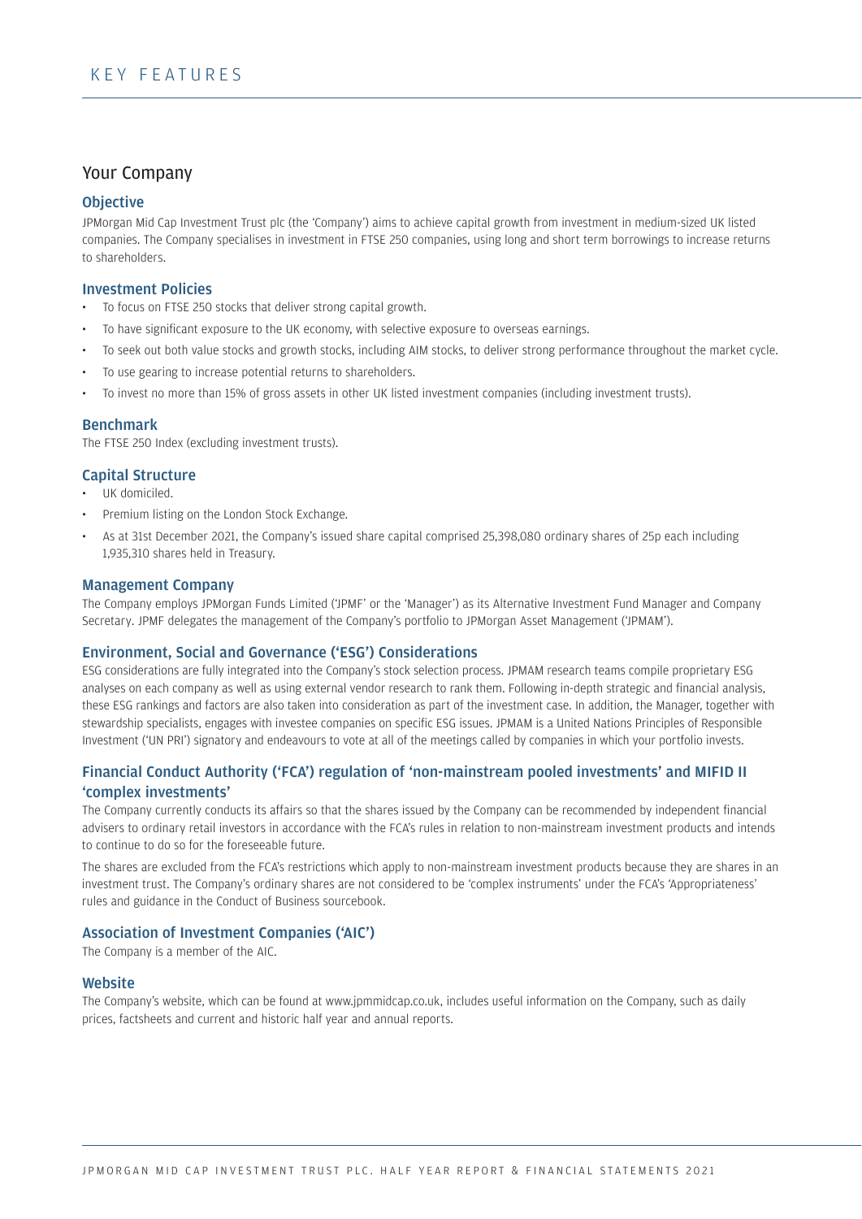# KEY FEATURES

## Your Company

### Objective

JPMorgan Mid Cap Investment Trust plc (the 'Company') aims to achieve capital growth from investment in medium-sized UK listed companies. The Company specialises in investment in FTSE 250 companies, using long and short term borrowings to increase returns to shareholders.

### Investment Policies

- To focus on FTSE 250 stocks that deliver strong capital growth.
- To have significant exposure to the UK economy, with selective exposure to overseas earnings.
- To seek out both value stocks and growth stocks, including AIM stocks, to deliver strong performance throughout the market cycle.
- To use gearing to increase potential returns to shareholders.
- To invest no more than 15% of gross assets in other UK listed investment companies (including investment trusts).

### Benchmark

The FTSE 250 Index (excluding investment trusts).

### Capital Structure

- UK domiciled.
- Premium listing on the London Stock Exchange.
- As at 31st December 2021, the Company's issued share capital comprised 25,398,080 ordinary shares of 25p each including 1,935,310 shares held in Treasury.

### Management Company

The Company employs JPMorgan Funds Limited ('JPMF' or the 'Manager') as its Alternative Investment Fund Manager and Company Secretary. JPMF delegates the management of the Company's portfolio to JPMorgan Asset Management ('JPMAM').

### Environment, Social and Governance ('ESG') Considerations

ESG considerations are fully integrated into the Company's stock selection process. JPMAM research teams compile proprietary ESG analyses on each company as well as using external vendor research to rank them. Following in-depth strategic and financial analysis, these ESG rankings and factors are also taken into consideration as part of the investment case. In addition, the Manager, together with stewardship specialists, engages with investee companies on specific ESG issues. JPMAM is a United Nations Principles of Responsible Investment ('UN PRI') signatory and endeavours to vote at all of the meetings called by companies in which your portfolio invests.

### Financial Conduct Authority ('FCA') regulation of 'non-mainstream pooled investments' and MIFID II 'complex investments'

The Company currently conducts its affairs so that the shares issued by the Company can be recommended by independent financial advisers to ordinary retail investors in accordance with the FCA's rules in relation to non-mainstream investment products and intends to continue to do so for the foreseeable future.

The shares are excluded from the FCA's restrictions which apply to non-mainstream investment products because they are shares in an investment trust. The Company's ordinary shares are not considered to be 'complex instruments' under the FCA's 'Appropriateness' rules and guidance in the Conduct of Business sourcebook.

### Association of Investment Companies ('AIC')

The Company is a member of the AIC.

### Website

The Company's website, which can be found at www.jpmmidcap.co.uk, includes useful information on the Company, such as daily prices, factsheets and current and historic half year and annual reports.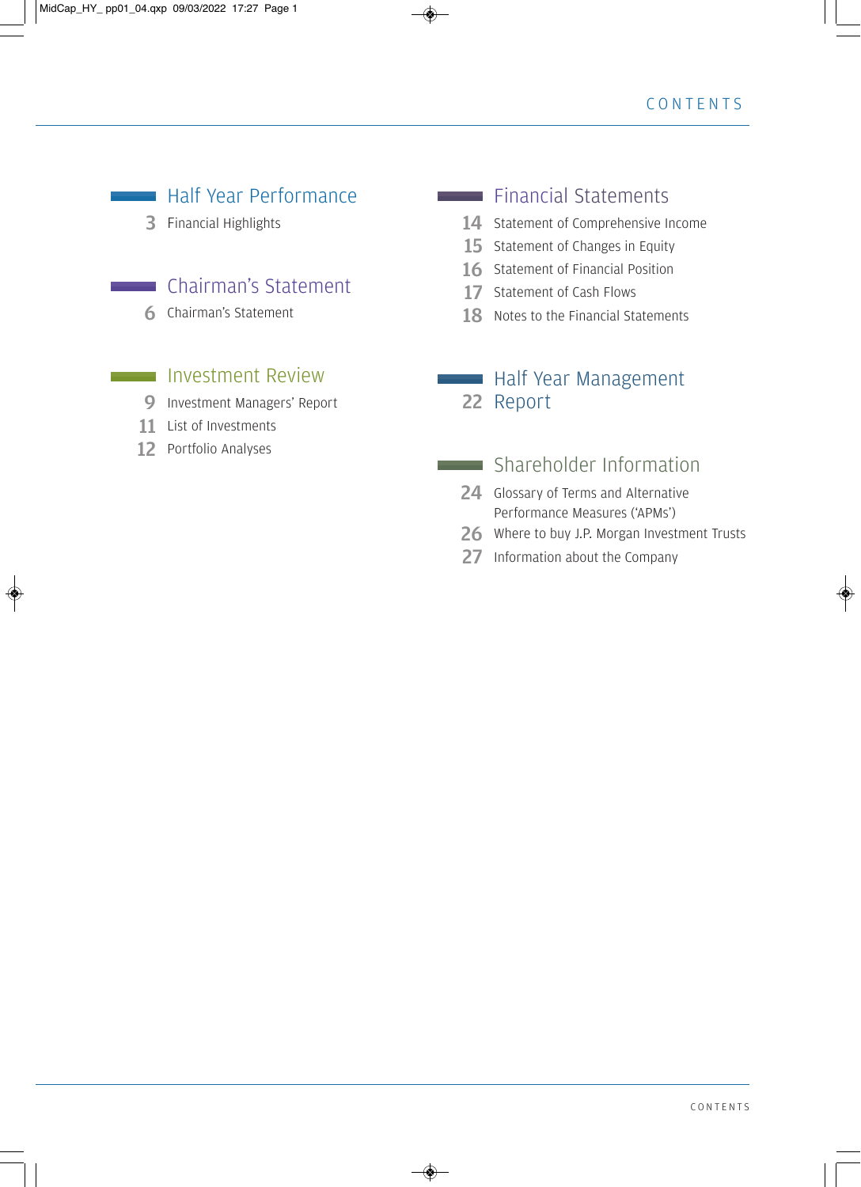# CONTENTS

## Half Year Performance

3 Financial Highlights

## Chairman's Statement

6 Chairman's Statement

## Investment Review

9 Investment Managers' Report

11 List of Investments

12 Portfolio Analyses

## Financial Statements

14 Statement of Comprehensive Income

15 Statement of Changes in Equity

16 Statement of Financial Position

17 Statement of Cash Flows

18 Notes to the Financial Statements

## Half Year Management Report

22 Report

## Shareholder Information

24 Glossary of Terms and Alternative Performance Measures ('APMs')

26 Where to buy J.P. Morgan Investment Trusts

27 Information about the Company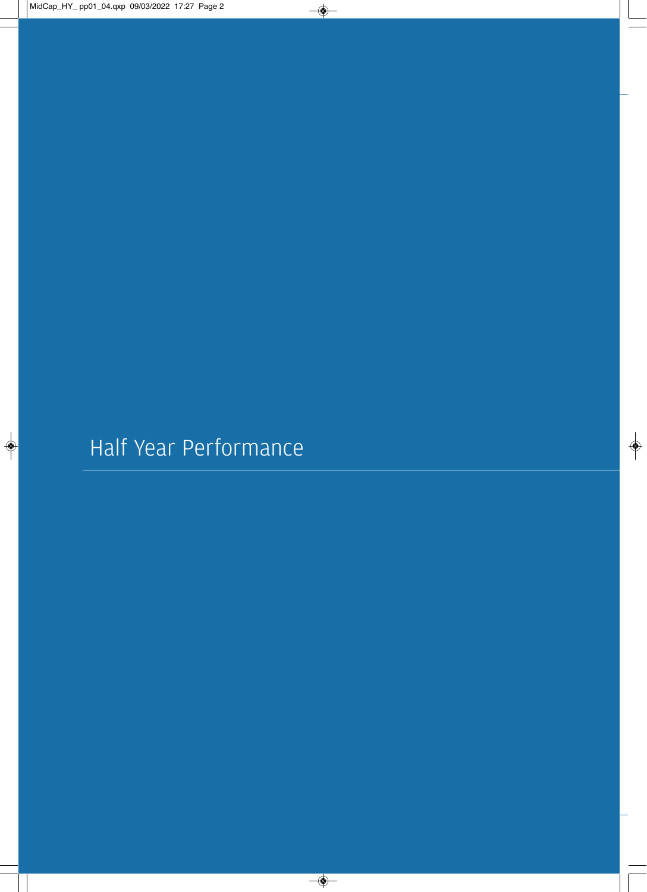# Half Year Performance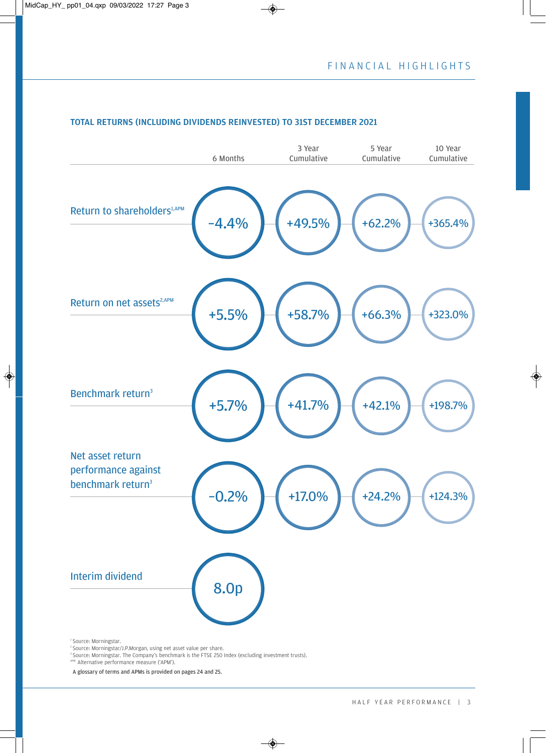# FINANCIAL HIGHLIGHTS

## TOTAL RETURNS (INCLUDING DIVIDENDS REINVESTED) TO 31ST DECEMBER 2021

| | 6 Months | 3 Year Cumulative | 5 Year Cumulative | 10 Year Cumulative |
|---|---|---|---|---|
| Return to shareholders[1,APM] | -4.4% | +49.5% | +62.2% | +365.4% |
| Return on net assets[2,APM] | +5.5% | +58.7% | +66.3% | +323.0% |
| Benchmark return[3] | +5.7% | +41.7% | +42.1% | +198.7% |
| Net asset return performance against benchmark return[3] | -0.2% | +17.0% | +24.2% | +124.3% |
| Interim dividend | 8.0p | | | |

[1] Source: Morningstar.
[2] Source: Morningstar/J.P.Morgan, using net asset value per share.
[3] Source: Morningstar. The Company's benchmark is the FTSE 250 Index (excluding investment trusts).
[APM] Alternative performance measure ('APM').

A glossary of terms and APMs is provided on pages 24 and 25.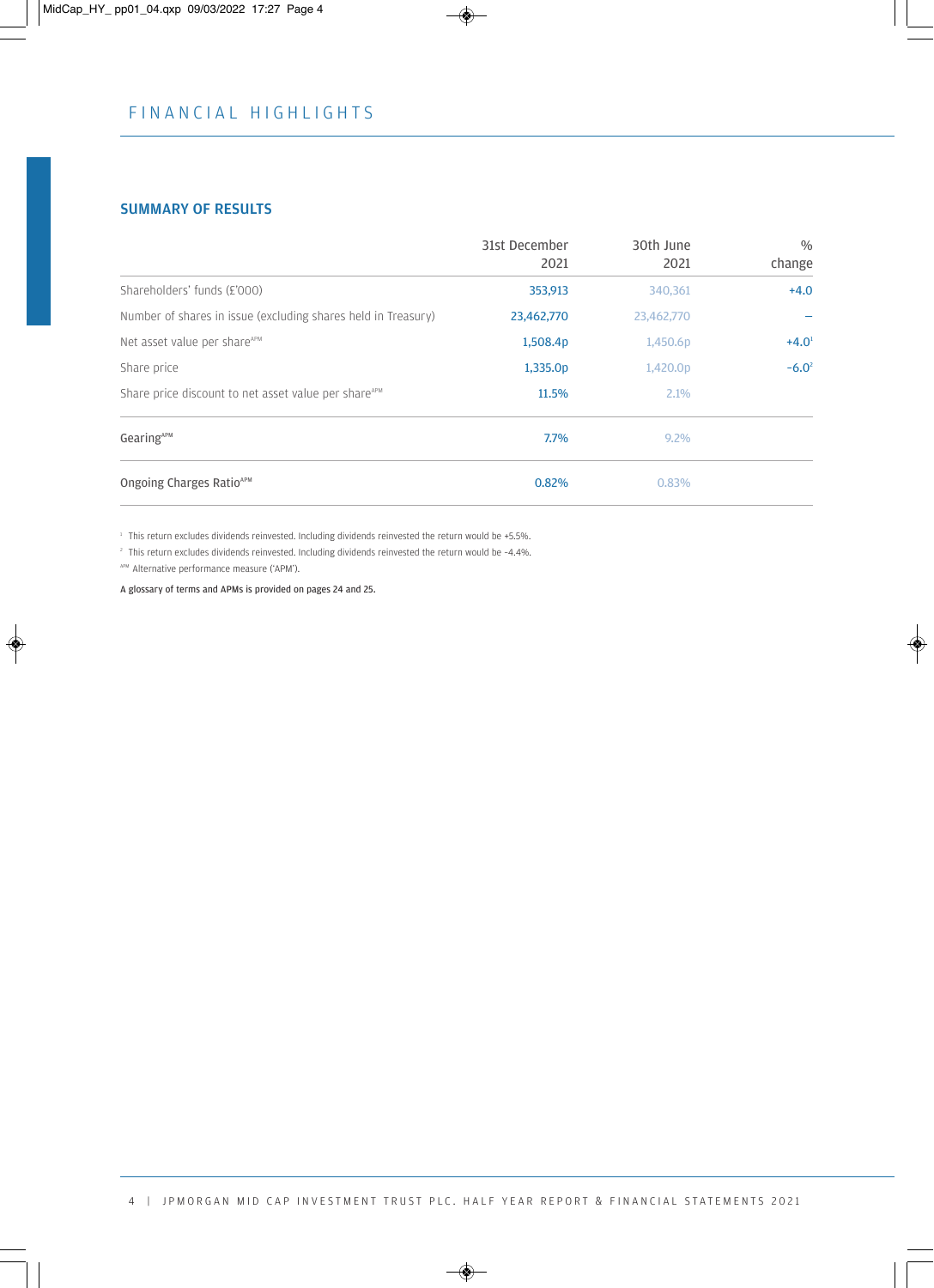# FINANCIAL HIGHLIGHTS

## SUMMARY OF RESULTS

| | 31st December 2021 | 30th June 2021 | % change |
|---|---|---|---|
| Shareholders' funds (£'000) | 353,913 | 340,361 | +4.0 |
| Number of shares in issue (excluding shares held in Treasury) | 23,462,770 | 23,462,770 | – |
| Net asset value per share[APM] | 1,508.4p | 1,450.6p | +4.0[1] |
| Share price | 1,335.0p | 1,420.0p | –6.0[2] |
| Share price discount to net asset value per share[APM] | 11.5% | 2.1% | |
| Gearing[APM] | 7.7% | 9.2% | |
| Ongoing Charges Ratio[APM] | 0.82% | 0.83% | |

[1] This return excludes dividends reinvested. Including dividends reinvested the return would be +5.5%.

[2] This return excludes dividends reinvested. Including dividends reinvested the return would be -4.4%.

[APM] Alternative performance measure ('APM').

A glossary of terms and APMs is provided on pages 24 and 25.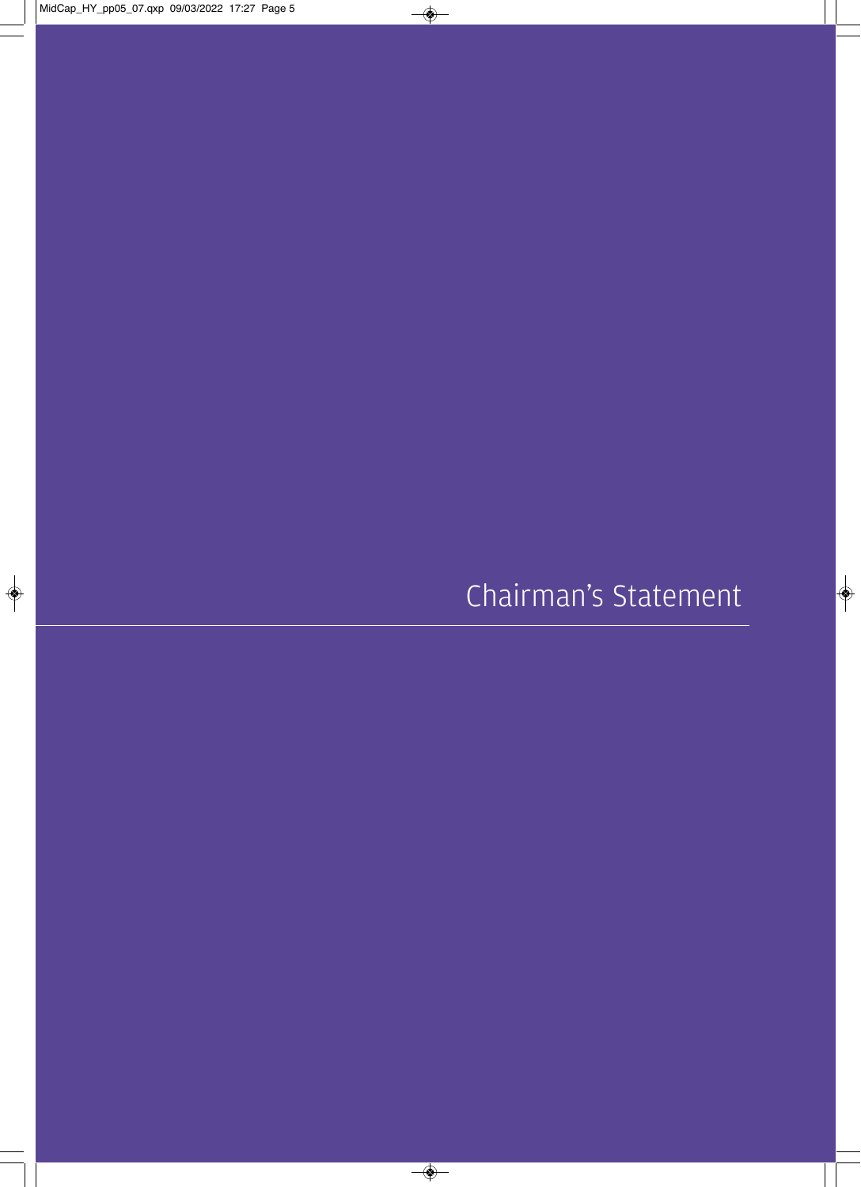# Chairman's Statement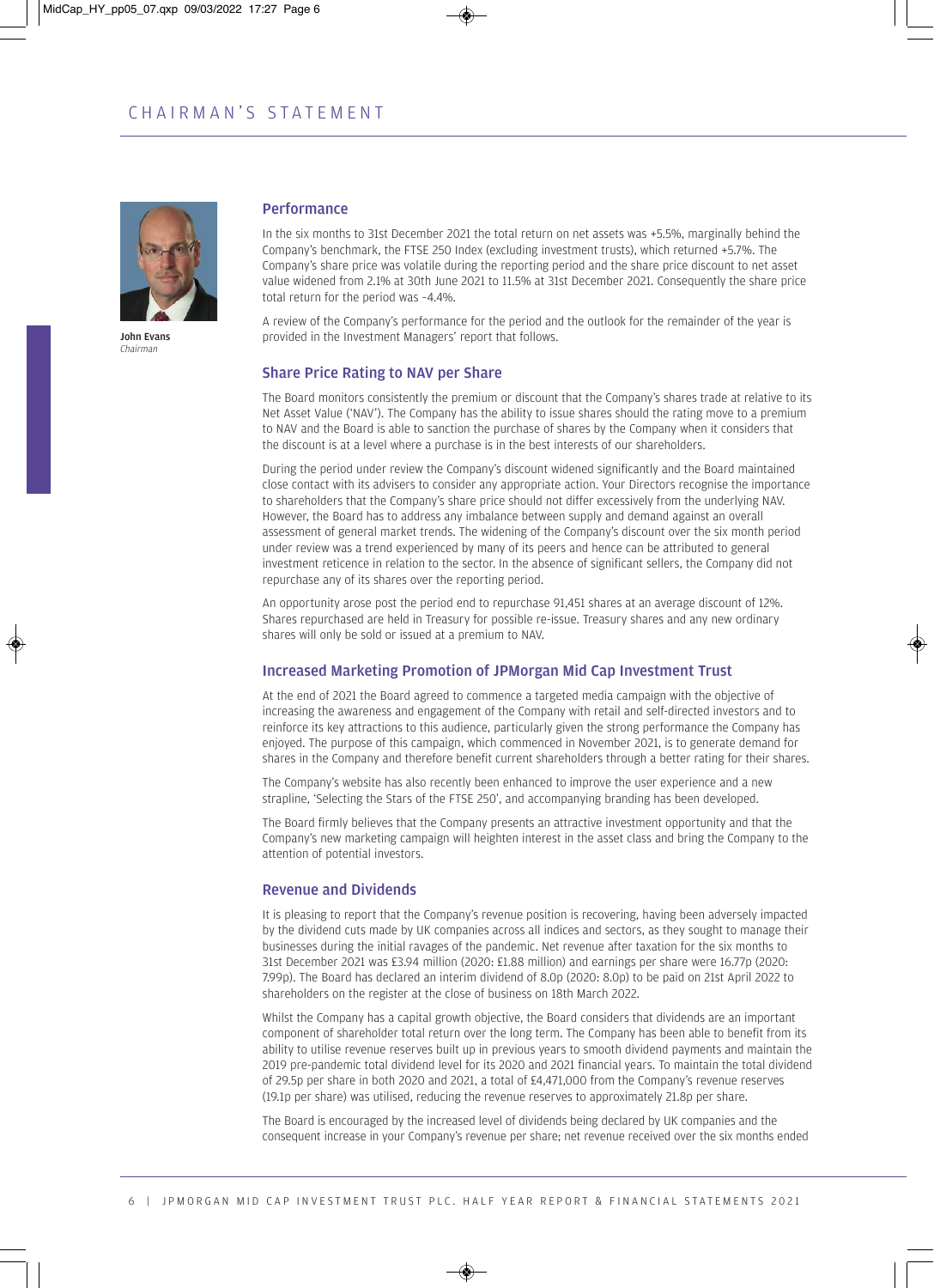# CHAIRMAN'S STATEMENT

**John Evans**
*Chairman*

## Performance

In the six months to 31st December 2021 the total return on net assets was +5.5%, marginally behind the Company's benchmark, the FTSE 250 Index (excluding investment trusts), which returned +5.7%. The Company's share price was volatile during the reporting period and the share price discount to net asset value widened from 2.1% at 30th June 2021 to 11.5% at 31st December 2021. Consequently the share price total return for the period was –4.4%.

A review of the Company's performance for the period and the outlook for the remainder of the year is provided in the Investment Managers' report that follows.

## Share Price Rating to NAV per Share

The Board monitors consistently the premium or discount that the Company's shares trade at relative to its Net Asset Value ('NAV'). The Company has the ability to issue shares should the rating move to a premium to NAV and the Board is able to sanction the purchase of shares by the Company when it considers that the discount is at a level where a purchase is in the best interests of our shareholders.

During the period under review the Company's discount widened significantly and the Board maintained close contact with its advisers to consider any appropriate action. Your Directors recognise the importance to shareholders that the Company's share price should not differ excessively from the underlying NAV. However, the Board has to address any imbalance between supply and demand against an overall assessment of general market trends. The widening of the Company's discount over the six month period under review was a trend experienced by many of its peers and hence can be attributed to general investment reticence in relation to the sector. In the absence of significant sellers, the Company did not repurchase any of its shares over the reporting period.

An opportunity arose post the period end to repurchase 91,451 shares at an average discount of 12%. Shares repurchased are held in Treasury for possible re-issue. Treasury shares and any new ordinary shares will only be sold or issued at a premium to NAV.

## Increased Marketing Promotion of JPMorgan Mid Cap Investment Trust

At the end of 2021 the Board agreed to commence a targeted media campaign with the objective of increasing the awareness and engagement of the Company with retail and self-directed investors and to reinforce its key attractions to this audience, particularly given the strong performance the Company has enjoyed. The purpose of this campaign, which commenced in November 2021, is to generate demand for shares in the Company and therefore benefit current shareholders through a better rating for their shares.

The Company's website has also recently been enhanced to improve the user experience and a new strapline, 'Selecting the Stars of the FTSE 250', and accompanying branding has been developed.

The Board firmly believes that the Company presents an attractive investment opportunity and that the Company's new marketing campaign will heighten interest in the asset class and bring the Company to the attention of potential investors.

## Revenue and Dividends

It is pleasing to report that the Company's revenue position is recovering, having been adversely impacted by the dividend cuts made by UK companies across all indices and sectors, as they sought to manage their businesses during the initial ravages of the pandemic. Net revenue after taxation for the six months to 31st December 2021 was £3.94 million (2020: £1.88 million) and earnings per share were 16.77p (2020: 7.99p). The Board has declared an interim dividend of 8.0p (2020: 8.0p) to be paid on 21st April 2022 to shareholders on the register at the close of business on 18th March 2022.

Whilst the Company has a capital growth objective, the Board considers that dividends are an important component of shareholder total return over the long term. The Company has been able to benefit from its ability to utilise revenue reserves built up in previous years to smooth dividend payments and maintain the 2019 pre-pandemic total dividend level for its 2020 and 2021 financial years. To maintain the total dividend of 29.5p per share in both 2020 and 2021, a total of £4,471,000 from the Company's revenue reserves (19.1p per share) was utilised, reducing the revenue reserves to approximately 21.8p per share.

The Board is encouraged by the increased level of dividends being declared by UK companies and the consequent increase in your Company's revenue per share; net revenue received over the six months ended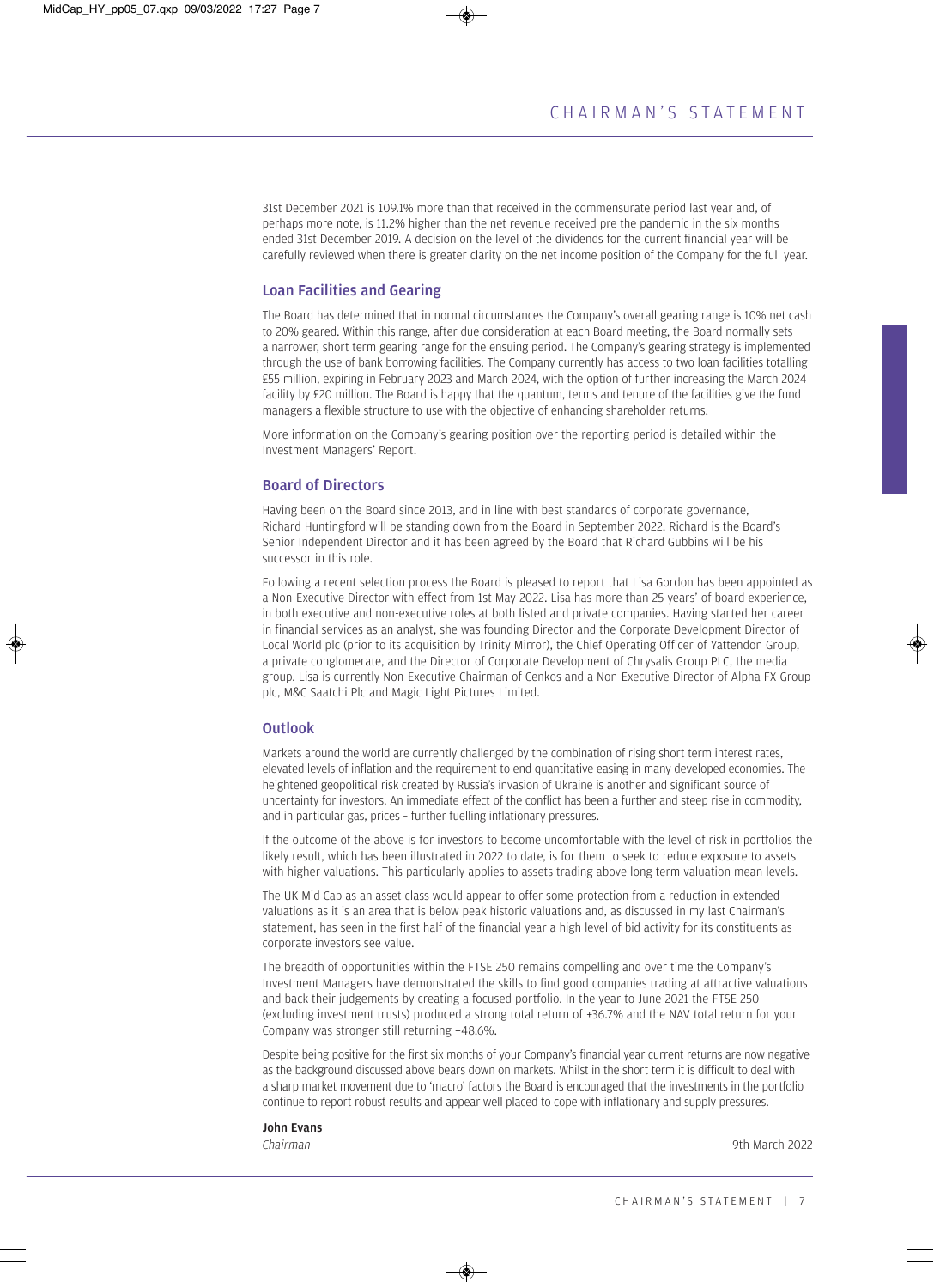31st December 2021 is 109.1% more than that received in the commensurate period last year and, of perhaps more note, is 11.2% higher than the net revenue received pre the pandemic in the six months ended 31st December 2019. A decision on the level of the dividends for the current financial year will be carefully reviewed when there is greater clarity on the net income position of the Company for the full year.

## Loan Facilities and Gearing

The Board has determined that in normal circumstances the Company's overall gearing range is 10% net cash to 20% geared. Within this range, after due consideration at each Board meeting, the Board normally sets a narrower, short term gearing range for the ensuing period. The Company's gearing strategy is implemented through the use of bank borrowing facilities. The Company currently has access to two loan facilities totalling £55 million, expiring in February 2023 and March 2024, with the option of further increasing the March 2024 facility by £20 million. The Board is happy that the quantum, terms and tenure of the facilities give the fund managers a flexible structure to use with the objective of enhancing shareholder returns.

More information on the Company's gearing position over the reporting period is detailed within the Investment Managers' Report.

## Board of Directors

Having been on the Board since 2013, and in line with best standards of corporate governance, Richard Huntingford will be standing down from the Board in September 2022. Richard is the Board's Senior Independent Director and it has been agreed by the Board that Richard Gubbins will be his successor in this role.

Following a recent selection process the Board is pleased to report that Lisa Gordon has been appointed as a Non-Executive Director with effect from 1st May 2022. Lisa has more than 25 years' of board experience, in both executive and non-executive roles at both listed and private companies. Having started her career in financial services as an analyst, she was founding Director and the Corporate Development Director of Local World plc (prior to its acquisition by Trinity Mirror), the Chief Operating Officer of Yattendon Group, a private conglomerate, and the Director of Corporate Development of Chrysalis Group PLC, the media group. Lisa is currently Non-Executive Chairman of Cenkos and a Non-Executive Director of Alpha FX Group plc, M&C Saatchi Plc and Magic Light Pictures Limited.

## Outlook

Markets around the world are currently challenged by the combination of rising short term interest rates, elevated levels of inflation and the requirement to end quantitative easing in many developed economies. The heightened geopolitical risk created by Russia's invasion of Ukraine is another and significant source of uncertainty for investors. An immediate effect of the conflict has been a further and steep rise in commodity, and in particular gas, prices - further fuelling inflationary pressures.

If the outcome of the above is for investors to become uncomfortable with the level of risk in portfolios the likely result, which has been illustrated in 2022 to date, is for them to seek to reduce exposure to assets with higher valuations. This particularly applies to assets trading above long term valuation mean levels.

The UK Mid Cap as an asset class would appear to offer some protection from a reduction in extended valuations as it is an area that is below peak historic valuations and, as discussed in my last Chairman's statement, has seen in the first half of the financial year a high level of bid activity for its constituents as corporate investors see value.

The breadth of opportunities within the FTSE 250 remains compelling and over time the Company's Investment Managers have demonstrated the skills to find good companies trading at attractive valuations and back their judgements by creating a focused portfolio. In the year to June 2021 the FTSE 250 (excluding investment trusts) produced a strong total return of +36.7% and the NAV total return for your Company was stronger still returning +48.6%.

Despite being positive for the first six months of your Company's financial year current returns are now negative as the background discussed above bears down on markets. Whilst in the short term it is difficult to deal with a sharp market movement due to 'macro' factors the Board is encouraged that the investments in the portfolio continue to report robust results and appear well placed to cope with inflationary and supply pressures.

**John Evans**  
*Chairman*

9th March 2022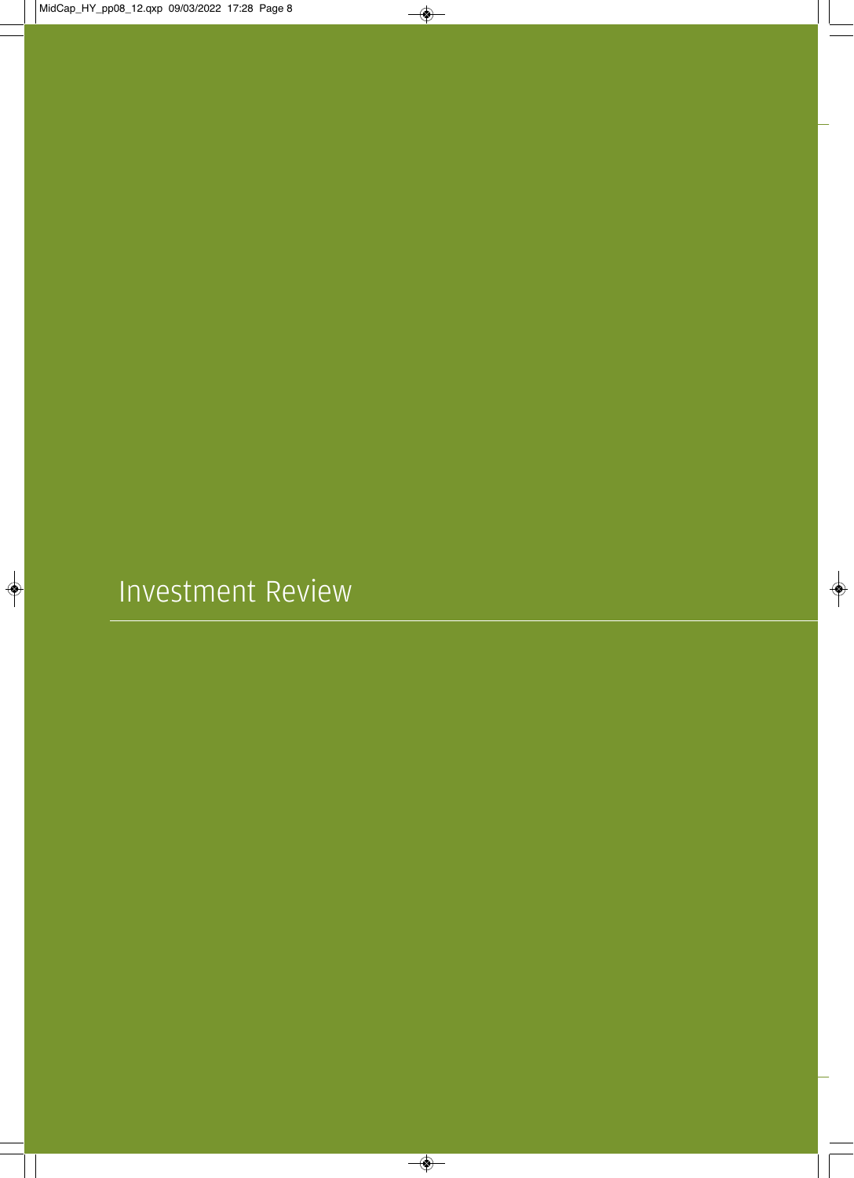# Investment Review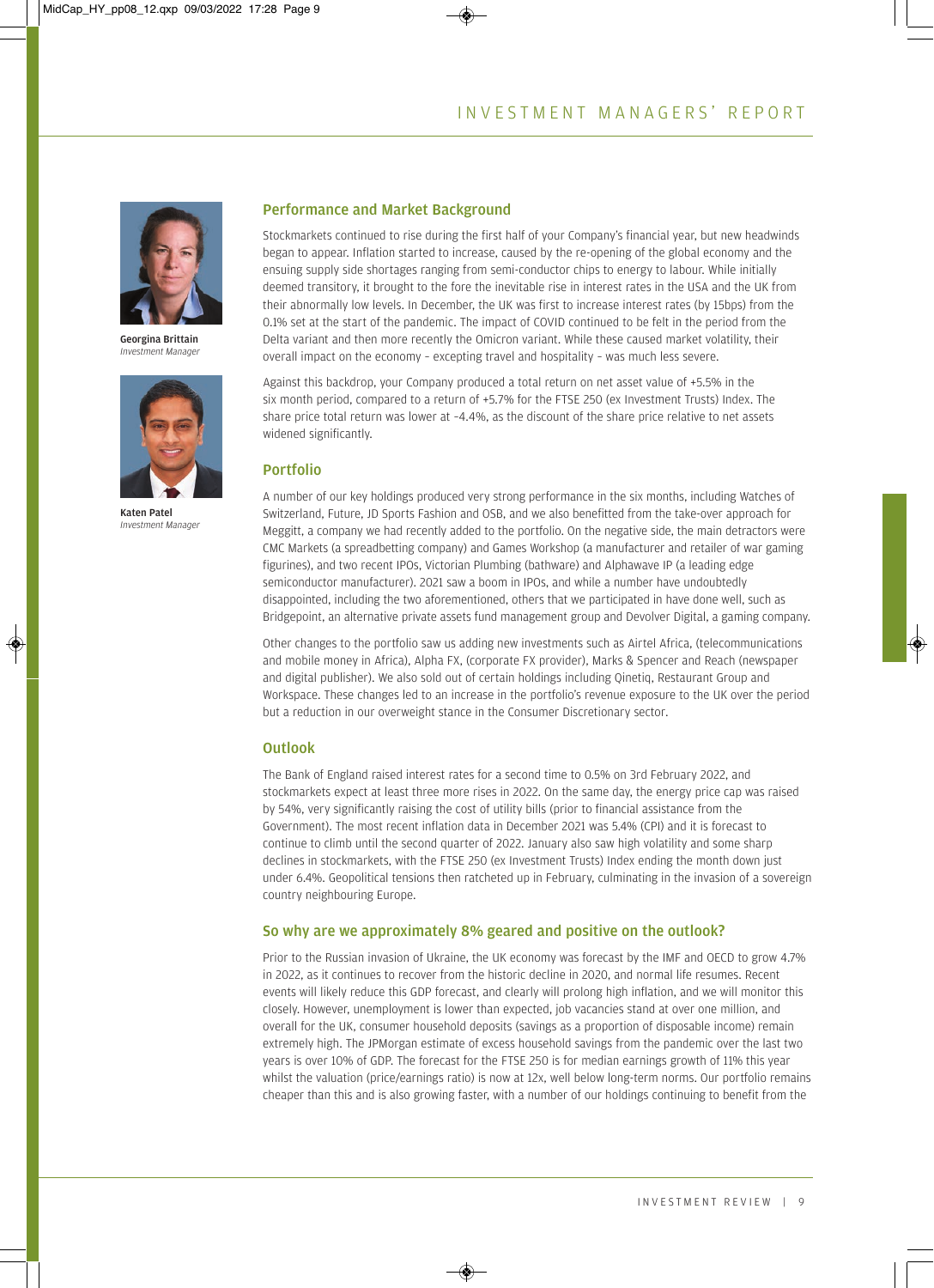# INVESTMENT MANAGERS' REPORT

**Georgina Brittain**
*Investment Manager*

**Katen Patel**
*Investment Manager*

## Performance and Market Background

Stockmarkets continued to rise during the first half of your Company's financial year, but new headwinds began to appear. Inflation started to increase, caused by the re-opening of the global economy and the ensuing supply side shortages ranging from semi-conductor chips to energy to labour. While initially deemed transitory, it brought to the fore the inevitable rise in interest rates in the USA and the UK from their abnormally low levels. In December, the UK was first to increase interest rates (by 15bps) from the 0.1% set at the start of the pandemic. The impact of COVID continued to be felt in the period from the Delta variant and then more recently the Omicron variant. While these caused market volatility, their overall impact on the economy – excepting travel and hospitality – was much less severe.

Against this backdrop, your Company produced a total return on net asset value of +5.5% in the six month period, compared to a return of +5.7% for the FTSE 250 (ex Investment Trusts) Index. The share price total return was lower at -4.4%, as the discount of the share price relative to net assets widened significantly.

## Portfolio

A number of our key holdings produced very strong performance in the six months, including Watches of Switzerland, Future, JD Sports Fashion and OSB, and we also benefitted from the take-over approach for Meggitt, a company we had recently added to the portfolio. On the negative side, the main detractors were CMC Markets (a spreadbetting company) and Games Workshop (a manufacturer and retailer of war gaming figurines), and two recent IPOs, Victorian Plumbing (bathware) and Alphawave IP (a leading edge semiconductor manufacturer). 2021 saw a boom in IPOs, and while a number have undoubtedly disappointed, including the two aforementioned, others that we participated in have done well, such as Bridgepoint, an alternative private assets fund management group and Devolver Digital, a gaming company.

Other changes to the portfolio saw us adding new investments such as Airtel Africa, (telecommunications and mobile money in Africa), Alpha FX, (corporate FX provider), Marks & Spencer and Reach (newspaper and digital publisher). We also sold out of certain holdings including Qinetiq, Restaurant Group and Workspace. These changes led to an increase in the portfolio's revenue exposure to the UK over the period but a reduction in our overweight stance in the Consumer Discretionary sector.

## Outlook

The Bank of England raised interest rates for a second time to 0.5% on 3rd February 2022, and stockmarkets expect at least three more rises in 2022. On the same day, the energy price cap was raised by 54%, very significantly raising the cost of utility bills (prior to financial assistance from the Government). The most recent inflation data in December 2021 was 5.4% (CPI) and it is forecast to continue to climb until the second quarter of 2022. January also saw high volatility and some sharp declines in stockmarkets, with the FTSE 250 (ex Investment Trusts) Index ending the month down just under 6.4%. Geopolitical tensions then ratcheted up in February, culminating in the invasion of a sovereign country neighbouring Europe.

## So why are we approximately 8% geared and positive on the outlook?

Prior to the Russian invasion of Ukraine, the UK economy was forecast by the IMF and OECD to grow 4.7% in 2022, as it continues to recover from the historic decline in 2020, and normal life resumes. Recent events will likely reduce this GDP forecast, and clearly will prolong high inflation, and we will monitor this closely. However, unemployment is lower than expected, job vacancies stand at over one million, and overall for the UK, consumer household deposits (savings as a proportion of disposable income) remain extremely high. The JPMorgan estimate of excess household savings from the pandemic over the last two years is over 10% of GDP. The forecast for the FTSE 250 is for median earnings growth of 11% this year whilst the valuation (price/earnings ratio) is now at 12x, well below long-term norms. Our portfolio remains cheaper than this and is also growing faster, with a number of our holdings continuing to benefit from the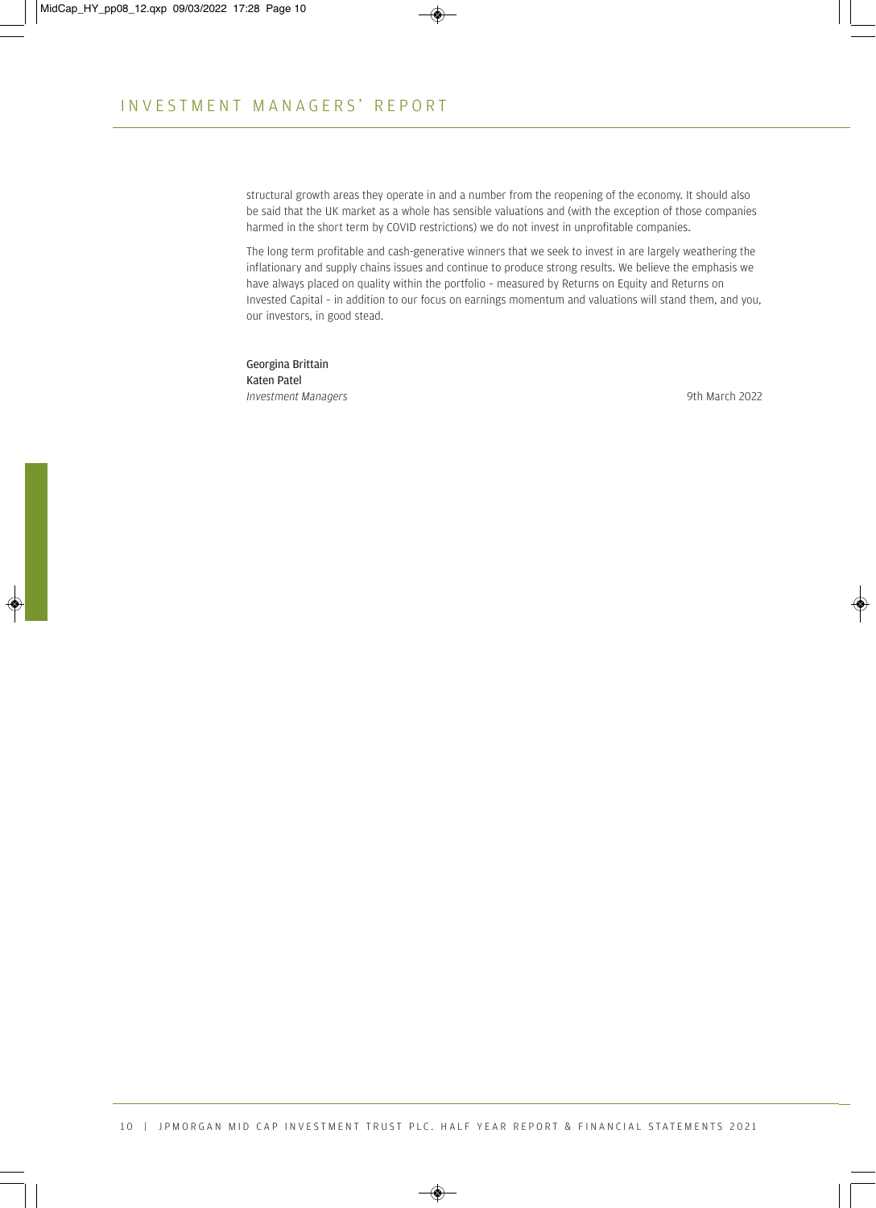structural growth areas they operate in and a number from the reopening of the economy. It should also be said that the UK market as a whole has sensible valuations and (with the exception of those companies harmed in the short term by COVID restrictions) we do not invest in unprofitable companies.

The long term profitable and cash-generative winners that we seek to invest in are largely weathering the inflationary and supply chains issues and continue to produce strong results. We believe the emphasis we have always placed on quality within the portfolio - measured by Returns on Equity and Returns on Invested Capital - in addition to our focus on earnings momentum and valuations will stand them, and you, our investors, in good stead.

**Georgina Brittain**
**Katen Patel**
*Investment Managers*

9th March 2022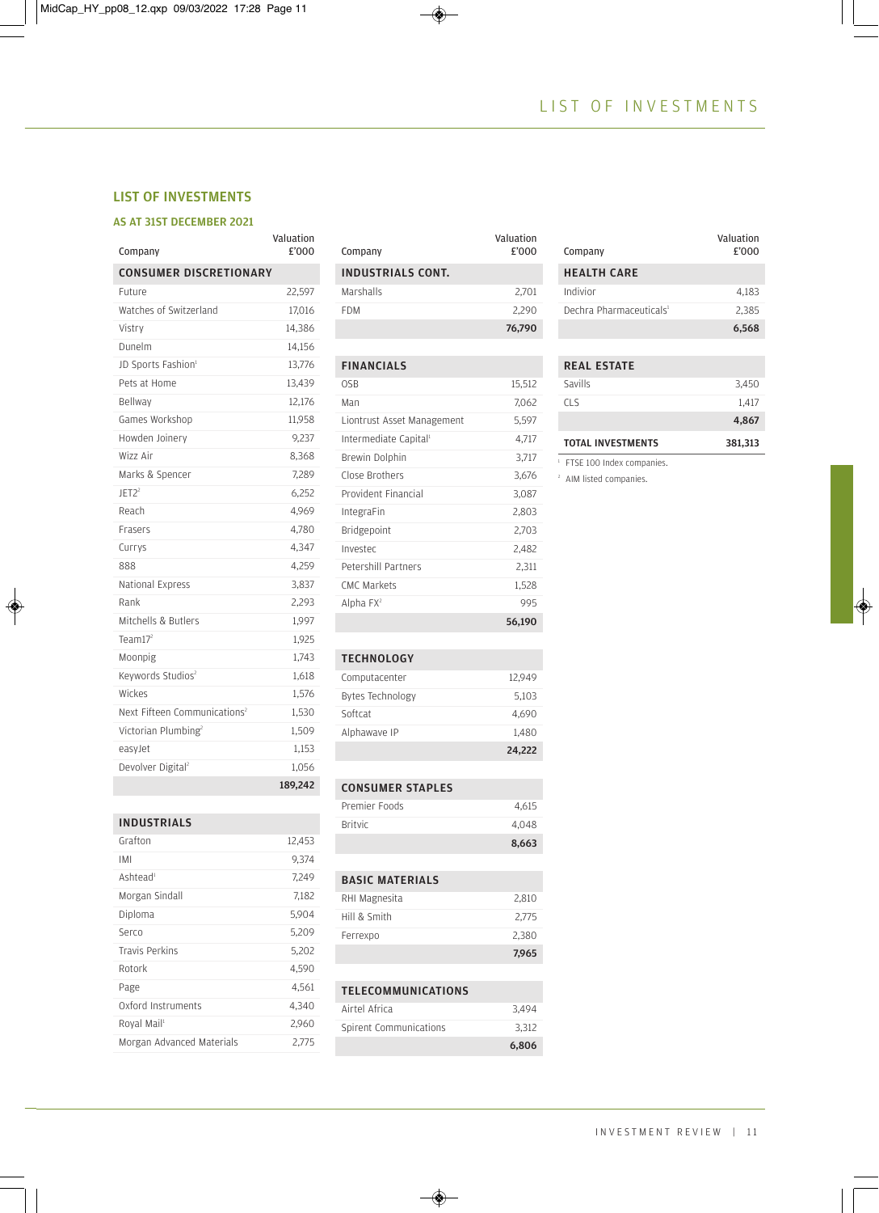## LIST OF INVESTMENTS

### AS AT 31ST DECEMBER 2021

| Company | Valuation £'000 |
|---|---|
| **CONSUMER DISCRETIONARY** | |
| Future | 22,597 |
| Watches of Switzerland | 17,016 |
| Vistry | 14,386 |
| Dunelm | 14,156 |
| JD Sports Fashion[1] | 13,776 |
| Pets at Home | 13,439 |
| Bellway | 12,176 |
| Games Workshop | 11,958 |
| Howden Joinery | 9,237 |
| Wizz Air | 8,368 |
| Marks & Spencer | 7,289 |
| JET2[2] | 6,252 |
| Reach | 4,969 |
| Frasers | 4,780 |
| Currys | 4,347 |
| 888 | 4,259 |
| National Express | 3,837 |
| Rank | 2,293 |
| Mitchells & Butlers | 1,997 |
| Team17[2] | 1,925 |
| Moonpig | 1,743 |
| Keywords Studios[2] | 1,618 |
| Wickes | 1,576 |
| Next Fifteen Communications[2] | 1,530 |
| Victorian Plumbing[2] | 1,509 |
| easyJet | 1,153 |
| Devolver Digital[2] | 1,056 |
| | **189,242** |
| **INDUSTRIALS** | |
| Grafton | 12,453 |
| IMI | 9,374 |
| Ashtead[1] | 7,249 |
| Morgan Sindall | 7,182 |
| Diploma | 5,904 |
| Serco | 5,209 |
| Travis Perkins | 5,202 |
| Rotork | 4,590 |
| Page | 4,561 |
| Oxford Instruments | 4,340 |
| Royal Mail[1] | 2,960 |
| Morgan Advanced Materials | 2,775 |
| **INDUSTRIALS CONT.** | |
| Marshalls | 2,701 |
| FDM | 2,290 |
| | **76,790** |
| **FINANCIALS** | |
| OSB | 15,512 |
| Man | 7,062 |
| Liontrust Asset Management | 5,597 |
| Intermediate Capital[1] | 4,717 |
| Brewin Dolphin | 3,717 |
| Close Brothers | 3,676 |
| Provident Financial | 3,087 |
| IntegraFin | 2,803 |
| Bridgepoint | 2,703 |
| Investec | 2,482 |
| Petershill Partners | 2,311 |
| CMC Markets | 1,528 |
| Alpha FX[2] | 995 |
| | **56,190** |
| **TECHNOLOGY** | |
| Computacenter | 12,949 |
| Bytes Technology | 5,103 |
| Softcat | 4,690 |
| Alphawave IP | 1,480 |
| | **24,222** |
| **CONSUMER STAPLES** | |
| Premier Foods | 4,615 |
| Britvic | 4,048 |
| | **8,663** |
| **BASIC MATERIALS** | |
| RHI Magnesita | 2,810 |
| Hill & Smith | 2,775 |
| Ferrexpo | 2,380 |
| | **7,965** |
| **TELECOMMUNICATIONS** | |
| Airtel Africa | 3,494 |
| Spirent Communications | 3,312 |
| | **6,806** |
| **HEALTH CARE** | |
| Indivior | 4,183 |
| Dechra Pharmaceuticals[1] | 2,385 |
| | **6,568** |
| **REAL ESTATE** | |
| Savills | 3,450 |
| CLS | 1,417 |
| | **4,867** |
| **TOTAL INVESTMENTS** | **381,313** |

[1] FTSE 100 Index companies.

[2] AIM listed companies.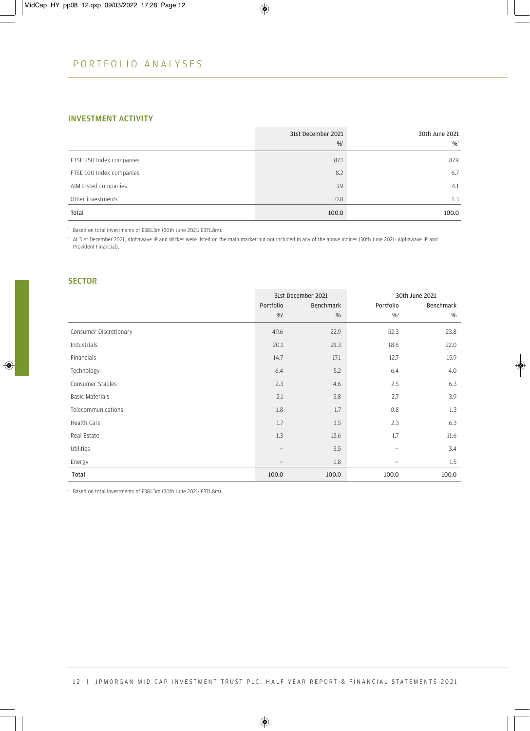# PORTFOLIO ANALYSES

## INVESTMENT ACTIVITY

| | 31st December 2021 %[1] | 30th June 2021 %[1] |
|---|---|---|
| FTSE 250 Index companies | 87.1 | 87.9 |
| FTSE 100 Index companies | 8.2 | 6.7 |
| AIM Listed companies | 3.9 | 4.1 |
| Other investments[2] | 0.8 | 1.3 |
| **Total** | **100.0** | **100.0** |

[1] Based on total investments of £381.3m (30th June 2021: £371.8m).

[2] At 31st December 2021, Alphawave IP and Wickes were listed on the main market but not included in any of the above indices (30th June 2021: Alphawave IP and Provident Financial).

## SECTOR

| | 31st December 2021 | | 30th June 2021 | |
|---|---|---|---|---|
| | Portfolio %[1] | Benchmark % | Portfolio %[1] | Benchmark % |
| Consumer Discretionary | 49.6 | 22.9 | 52.3 | 23.8 |
| Industrials | 20.1 | 21.3 | 18.6 | 22.0 |
| Financials | 14.7 | 17.1 | 12.7 | 15.9 |
| Technology | 6.4 | 5.2 | 6.4 | 4.0 |
| Consumer Staples | 2.3 | 4.6 | 2.5 | 6.3 |
| Basic Materials | 2.1 | 5.8 | 2.7 | 3.9 |
| Telecommunications | 1.8 | 1.7 | 0.8 | 1.3 |
| Health Care | 1.7 | 3.5 | 2.3 | 6.3 |
| Real Estate | 1.3 | 12.6 | 1.7 | 11.6 |
| Utilities | – | 3.5 | – | 3.4 |
| Energy | – | 1.8 | – | 1.5 |
| **Total** | **100.0** | **100.0** | **100.0** | **100.0** |

[1] Based on total investments of £381.3m (30th June 2021: £371.8m).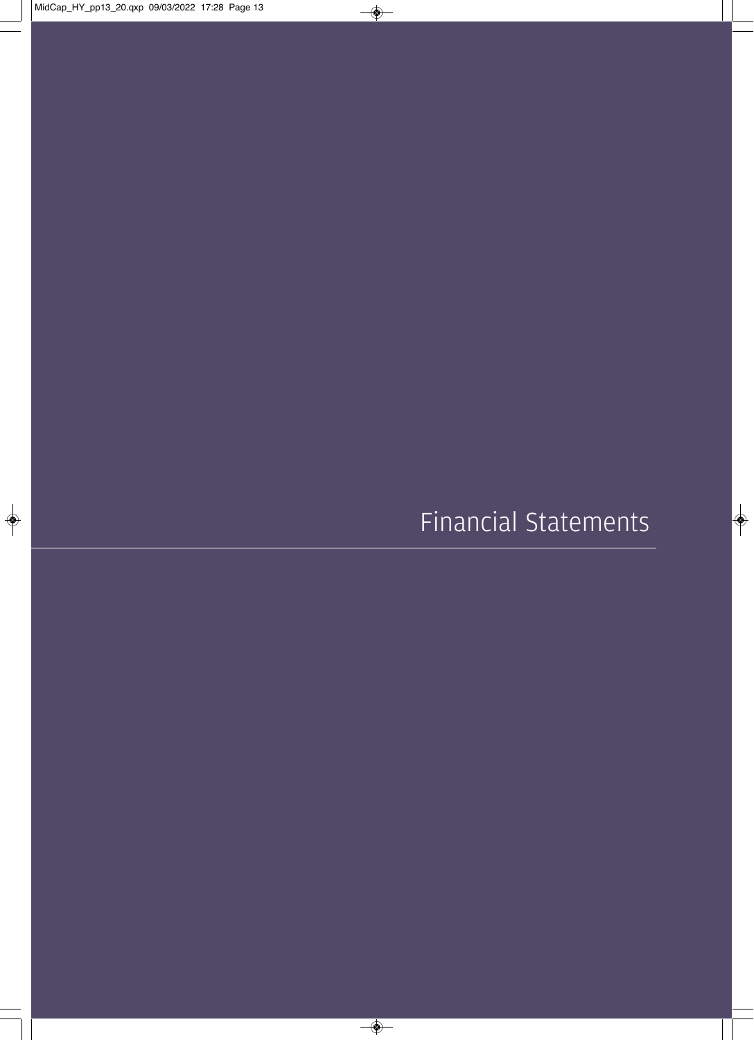# Financial Statements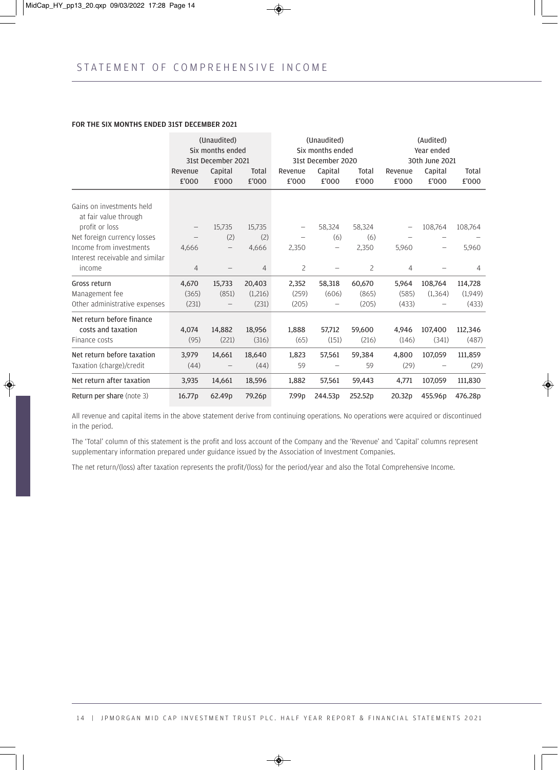# STATEMENT OF COMPREHENSIVE INCOME

**FOR THE SIX MONTHS ENDED 31ST DECEMBER 2021**

| | (Unaudited) Six months ended 31st December 2021 | | | (Unaudited) Six months ended 31st December 2020 | | | (Audited) Year ended 30th June 2021 | | |
|---|---|---|---|---|---|---|---|---|---|
| | Revenue £'000 | Capital £'000 | Total £'000 | Revenue £'000 | Capital £'000 | Total £'000 | Revenue £'000 | Capital £'000 | Total £'000 |
| Gains on investments held at fair value through profit or loss | – | 15,735 | 15,735 | – | 58,324 | 58,324 | – | 108,764 | 108,764 |
| Net foreign currency losses | – | (2) | (2) | – | (6) | (6) | – | – | – |
| Income from investments | 4,666 | – | 4,666 | 2,350 | – | 2,350 | 5,960 | – | 5,960 |
| Interest receivable and similar income | 4 | – | 4 | 2 | – | 2 | 4 | – | 4 |
| Gross return | 4,670 | 15,733 | 20,403 | 2,352 | 58,318 | 60,670 | 5,964 | 108,764 | 114,728 |
| Management fee | (365) | (851) | (1,216) | (259) | (606) | (865) | (585) | (1,364) | (1,949) |
| Other administrative expenses | (231) | – | (231) | (205) | – | (205) | (433) | – | (433) |
| Net return before finance costs and taxation | 4,074 | 14,882 | 18,956 | 1,888 | 57,712 | 59,600 | 4,946 | 107,400 | 112,346 |
| Finance costs | (95) | (221) | (316) | (65) | (151) | (216) | (146) | (341) | (487) |
| Net return before taxation | 3,979 | 14,661 | 18,640 | 1,823 | 57,561 | 59,384 | 4,800 | 107,059 | 111,859 |
| Taxation (charge)/credit | (44) | – | (44) | 59 | – | 59 | (29) | – | (29) |
| Net return after taxation | 3,935 | 14,661 | 18,596 | 1,882 | 57,561 | 59,443 | 4,771 | 107,059 | 111,830 |
| Return per share (note 3) | 16.77p | 62.49p | 79.26p | 7.99p | 244.53p | 252.52p | 20.32p | 455.96p | 476.28p |

All revenue and capital items in the above statement derive from continuing operations. No operations were acquired or discontinued in the period.

The 'Total' column of this statement is the profit and loss account of the Company and the 'Revenue' and 'Capital' columns represent supplementary information prepared under guidance issued by the Association of Investment Companies.

The net return/(loss) after taxation represents the profit/(loss) for the period/year and also the Total Comprehensive Income.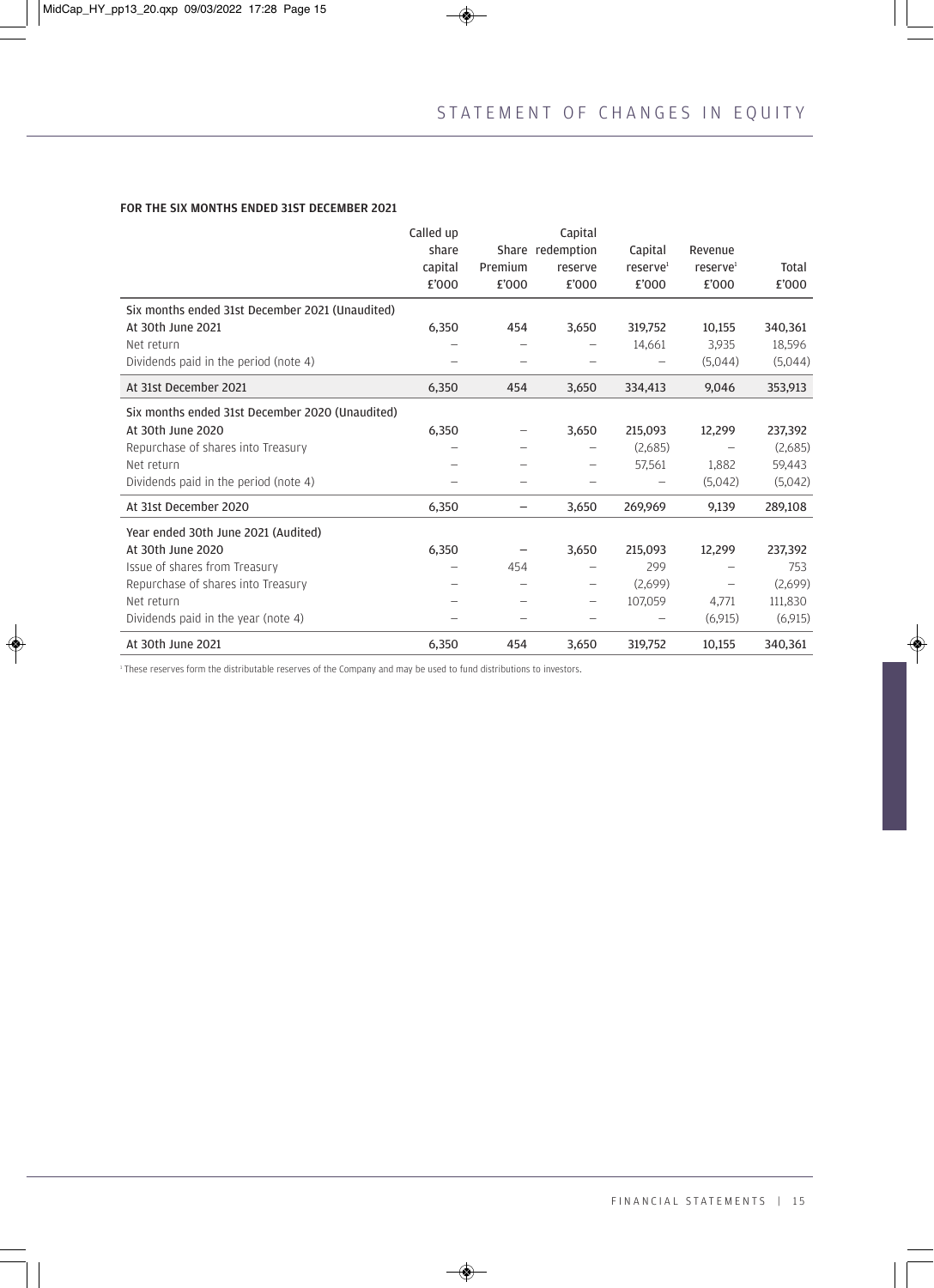# STATEMENT OF CHANGES IN EQUITY

**FOR THE SIX MONTHS ENDED 31ST DECEMBER 2021**

| | Called up share capital £'000 | Share Premium £'000 | Capital redemption reserve £'000 | Capital reserve[1] £'000 | Revenue reserve[1] £'000 | Total £'000 |
|---|---|---|---|---|---|---|
| **Six months ended 31st December 2021 (Unaudited)** | | | | | | |
| At 30th June 2021 | 6,350 | 454 | 3,650 | 319,752 | 10,155 | 340,361 |
| Net return | – | – | – | 14,661 | 3,935 | 18,596 |
| Dividends paid in the period (note 4) | – | – | – | – | (5,044) | (5,044) |
| At 31st December 2021 | 6,350 | 454 | 3,650 | 334,413 | 9,046 | 353,913 |
| **Six months ended 31st December 2020 (Unaudited)** | | | | | | |
| At 30th June 2020 | 6,350 | – | 3,650 | 215,093 | 12,299 | 237,392 |
| Repurchase of shares into Treasury | – | – | – | (2,685) | – | (2,685) |
| Net return | – | – | – | 57,561 | 1,882 | 59,443 |
| Dividends paid in the period (note 4) | – | – | – | – | (5,042) | (5,042) |
| At 31st December 2020 | 6,350 | – | 3,650 | 269,969 | 9,139 | 289,108 |
| **Year ended 30th June 2021 (Audited)** | | | | | | |
| At 30th June 2020 | 6,350 | – | 3,650 | 215,093 | 12,299 | 237,392 |
| Issue of shares from Treasury | – | 454 | – | 299 | – | 753 |
| Repurchase of shares into Treasury | – | – | – | (2,699) | – | (2,699) |
| Net return | – | – | – | 107,059 | 4,771 | 111,830 |
| Dividends paid in the year (note 4) | – | – | – | – | (6,915) | (6,915) |
| At 30th June 2021 | 6,350 | 454 | 3,650 | 319,752 | 10,155 | 340,361 |

[1] These reserves form the distributable reserves of the Company and may be used to fund distributions to investors.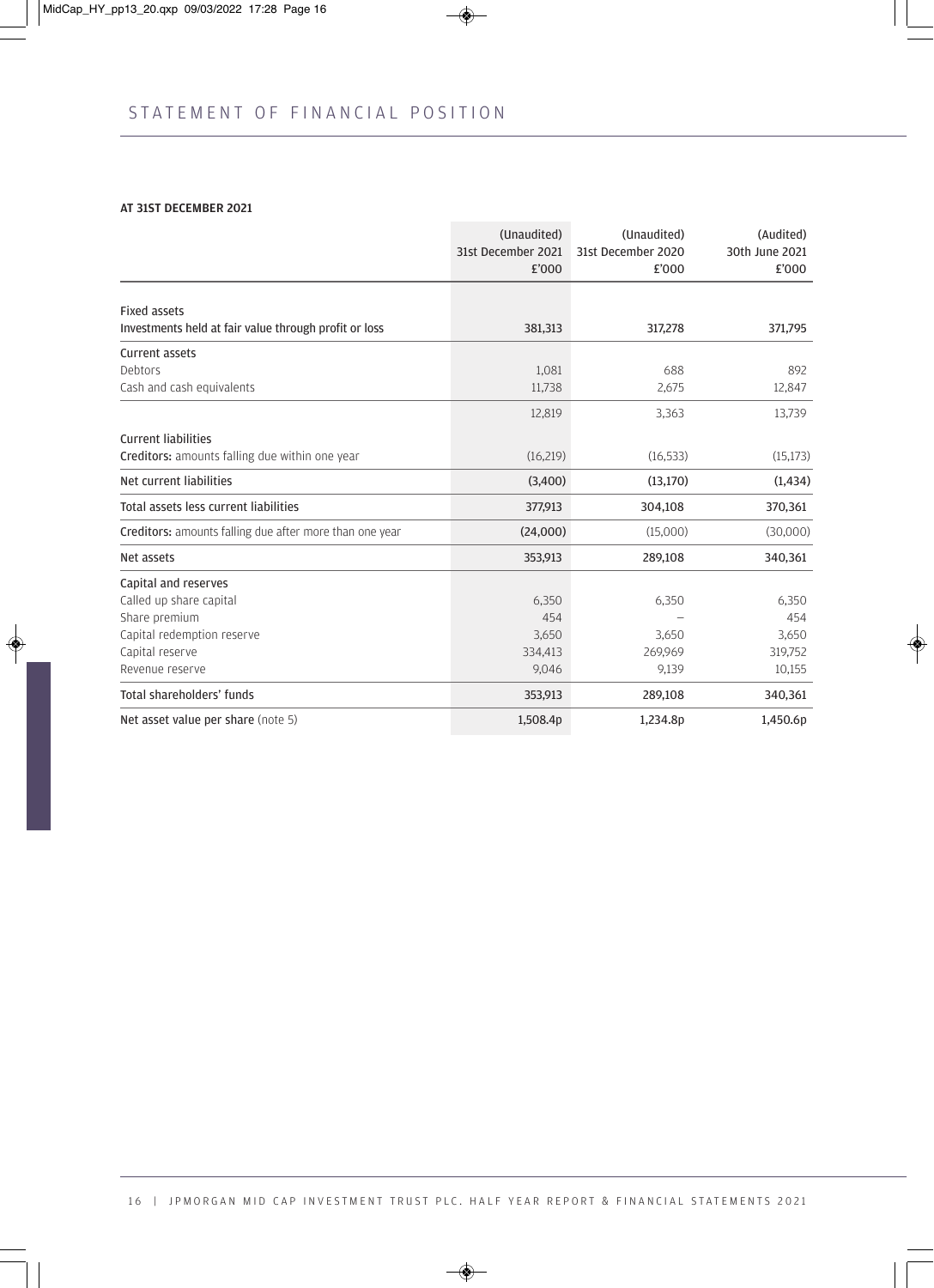# STATEMENT OF FINANCIAL POSITION

**AT 31ST DECEMBER 2021**

| | (Unaudited) 31st December 2021 £'000 | (Unaudited) 31st December 2020 £'000 | (Audited) 30th June 2021 £'000 |
|---|---|---|---|
| **Fixed assets** | | | |
| Investments held at fair value through profit or loss | 381,313 | 317,278 | 371,795 |
| **Current assets** | | | |
| Debtors | 1,081 | 688 | 892 |
| Cash and cash equivalents | 11,738 | 2,675 | 12,847 |
| | 12,819 | 3,363 | 13,739 |
| **Current liabilities** | | | |
| **Creditors:** amounts falling due within one year | (16,219) | (16,533) | (15,173) |
| Net current liabilities | (3,400) | (13,170) | (1,434) |
| Total assets less current liabilities | 377,913 | 304,108 | 370,361 |
| **Creditors:** amounts falling due after more than one year | (24,000) | (15,000) | (30,000) |
| Net assets | 353,913 | 289,108 | 340,361 |
| **Capital and reserves** | | | |
| Called up share capital | 6,350 | 6,350 | 6,350 |
| Share premium | 454 | – | 454 |
| Capital redemption reserve | 3,650 | 3,650 | 3,650 |
| Capital reserve | 334,413 | 269,969 | 319,752 |
| Revenue reserve | 9,046 | 9,139 | 10,155 |
| Total shareholders' funds | 353,913 | 289,108 | 340,361 |
| Net asset value per share (note 5) | 1,508.4p | 1,234.8p | 1,450.6p |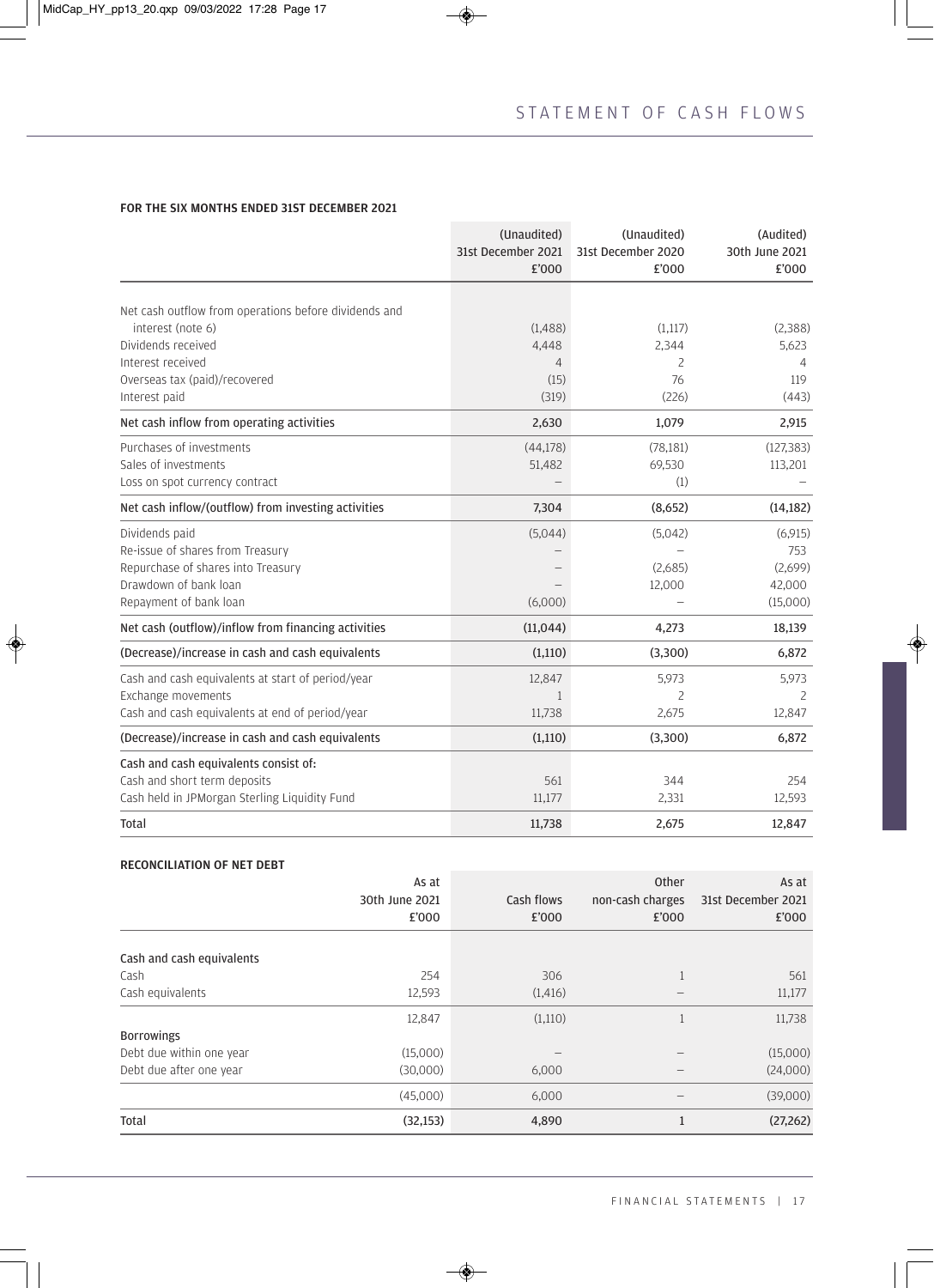# STATEMENT OF CASH FLOWS

**FOR THE SIX MONTHS ENDED 31ST DECEMBER 2021**

| | (Unaudited) 31st December 2021 £'000 | (Unaudited) 31st December 2020 £'000 | (Audited) 30th June 2021 £'000 |
|---|---|---|---|
| Net cash outflow from operations before dividends and interest (note 6) | (1,488) | (1,117) | (2,388) |
| Dividends received | 4,448 | 2,344 | 5,623 |
| Interest received | 4 | 2 | 4 |
| Overseas tax (paid)/recovered | (15) | 76 | 119 |
| Interest paid | (319) | (226) | (443) |
| **Net cash inflow from operating activities** | **2,630** | **1,079** | **2,915** |
| Purchases of investments | (44,178) | (78,181) | (127,383) |
| Sales of investments | 51,482 | 69,530 | 113,201 |
| Loss on spot currency contract | – | (1) | – |
| **Net cash inflow/(outflow) from investing activities** | **7,304** | **(8,652)** | **(14,182)** |
| Dividends paid | (5,044) | (5,042) | (6,915) |
| Re-issue of shares from Treasury | – | – | 753 |
| Repurchase of shares into Treasury | – | (2,685) | (2,699) |
| Drawdown of bank loan | – | 12,000 | 42,000 |
| Repayment of bank loan | (6,000) | – | (15,000) |
| **Net cash (outflow)/inflow from financing activities** | **(11,044)** | **4,273** | **18,139** |
| **(Decrease)/increase in cash and cash equivalents** | **(1,110)** | **(3,300)** | **6,872** |
| Cash and cash equivalents at start of period/year | 12,847 | 5,973 | 5,973 |
| Exchange movements | 1 | 2 | 2 |
| Cash and cash equivalents at end of period/year | 11,738 | 2,675 | 12,847 |
| **(Decrease)/increase in cash and cash equivalents** | **(1,110)** | **(3,300)** | **6,872** |
| Cash and cash equivalents consist of: | | | |
| Cash and short term deposits | 561 | 344 | 254 |
| Cash held in JPMorgan Sterling Liquidity Fund | 11,177 | 2,331 | 12,593 |
| **Total** | **11,738** | **2,675** | **12,847** |

**RECONCILIATION OF NET DEBT**

| | As at 30th June 2021 £'000 | Cash flows £'000 | Other non-cash charges £'000 | As at 31st December 2021 £'000 |
|---|---|---|---|---|
| Cash and cash equivalents | | | | |
| Cash | 254 | 306 | 1 | 561 |
| Cash equivalents | 12,593 | (1,416) | – | 11,177 |
| | 12,847 | (1,110) | 1 | 11,738 |
| Borrowings | | | | |
| Debt due within one year | (15,000) | – | – | (15,000) |
| Debt due after one year | (30,000) | 6,000 | – | (24,000) |
| | (45,000) | 6,000 | – | (39,000) |
| **Total** | **(32,153)** | **4,890** | **1** | **(27,262)** |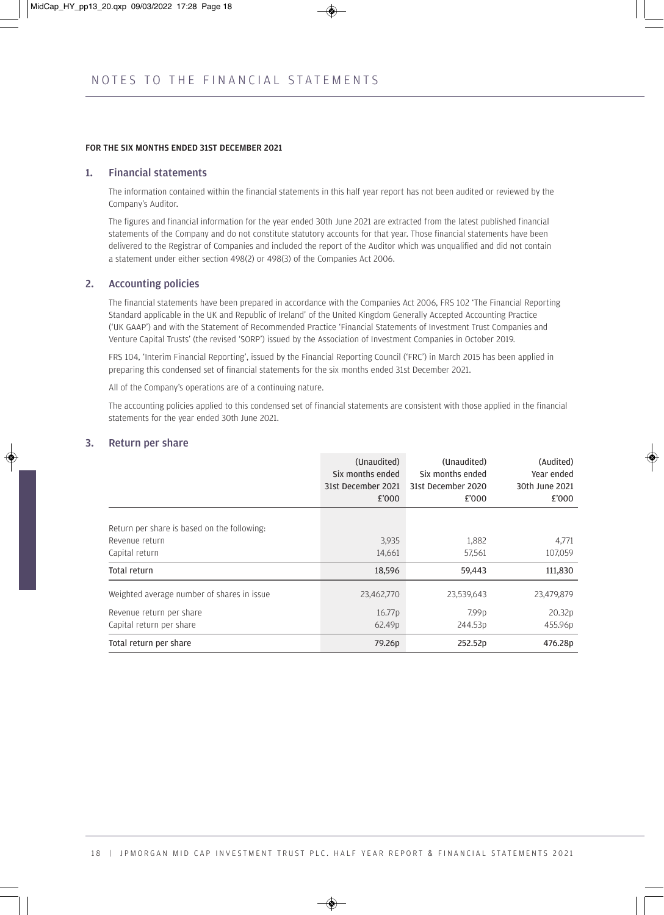# NOTES TO THE FINANCIAL STATEMENTS

**FOR THE SIX MONTHS ENDED 31ST DECEMBER 2021**

## 1. Financial statements

The information contained within the financial statements in this half year report has not been audited or reviewed by the Company's Auditor.

The figures and financial information for the year ended 30th June 2021 are extracted from the latest published financial statements of the Company and do not constitute statutory accounts for that year. Those financial statements have been delivered to the Registrar of Companies and included the report of the Auditor which was unqualified and did not contain a statement under either section 498(2) or 498(3) of the Companies Act 2006.

## 2. Accounting policies

The financial statements have been prepared in accordance with the Companies Act 2006, FRS 102 'The Financial Reporting Standard applicable in the UK and Republic of Ireland' of the United Kingdom Generally Accepted Accounting Practice ('UK GAAP') and with the Statement of Recommended Practice 'Financial Statements of Investment Trust Companies and Venture Capital Trusts' (the revised 'SORP') issued by the Association of Investment Companies in October 2019.

FRS 104, 'Interim Financial Reporting', issued by the Financial Reporting Council ('FRC') in March 2015 has been applied in preparing this condensed set of financial statements for the six months ended 31st December 2021.

All of the Company's operations are of a continuing nature.

The accounting policies applied to this condensed set of financial statements are consistent with those applied in the financial statements for the year ended 30th June 2021.

## 3. Return per share

| | (Unaudited) Six months ended 31st December 2021 £'000 | (Unaudited) Six months ended 31st December 2020 £'000 | (Audited) Year ended 30th June 2021 £'000 |
|---|---|---|---|
| Return per share is based on the following: | | | |
| Revenue return | 3,935 | 1,882 | 4,771 |
| Capital return | 14,661 | 57,561 | 107,059 |
| **Total return** | **18,596** | **59,443** | **111,830** |
| Weighted average number of shares in issue | 23,462,770 | 23,539,643 | 23,479,879 |
| Revenue return per share | 16.77p | 7.99p | 20.32p |
| Capital return per share | 62.49p | 244.53p | 455.96p |
| **Total return per share** | **79.26p** | **252.52p** | **476.28p** |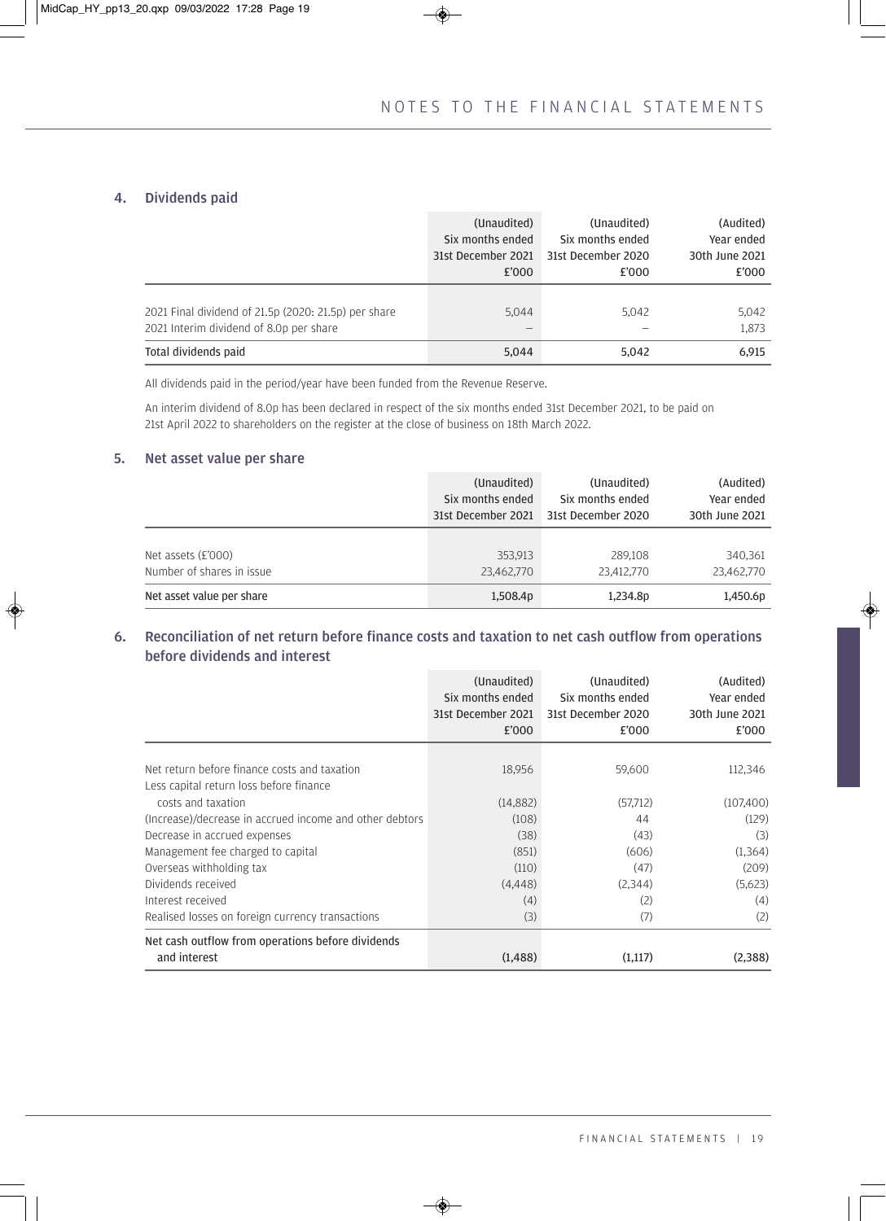# NOTES TO THE FINANCIAL STATEMENTS

## 4. Dividends paid

| | (Unaudited) Six months ended 31st December 2021 £'000 | (Unaudited) Six months ended 31st December 2020 £'000 | (Audited) Year ended 30th June 2021 £'000 |
|---|---|---|---|
| 2021 Final dividend of 21.5p (2020: 21.5p) per share | 5,044 | 5,042 | 5,042 |
| 2021 Interim dividend of 8.0p per share | – | – | 1,873 |
| Total dividends paid | 5,044 | 5,042 | 6,915 |

All dividends paid in the period/year have been funded from the Revenue Reserve.

An interim dividend of 8.0p has been declared in respect of the six months ended 31st December 2021, to be paid on 21st April 2022 to shareholders on the register at the close of business on 18th March 2022.

## 5. Net asset value per share

| | (Unaudited) Six months ended 31st December 2021 | (Unaudited) Six months ended 31st December 2020 | (Audited) Year ended 30th June 2021 |
|---|---|---|---|
| Net assets (£'000) | 353,913 | 289,108 | 340,361 |
| Number of shares in issue | 23,462,770 | 23,412,770 | 23,462,770 |
| Net asset value per share | 1,508.4p | 1,234.8p | 1,450.6p |

## 6. Reconciliation of net return before finance costs and taxation to net cash outflow from operations before dividends and interest

| | (Unaudited) Six months ended 31st December 2021 £'000 | (Unaudited) Six months ended 31st December 2020 £'000 | (Audited) Year ended 30th June 2021 £'000 |
|---|---|---|---|
| Net return before finance costs and taxation | 18,956 | 59,600 | 112,346 |
| Less capital return loss before finance costs and taxation | (14,882) | (57,712) | (107,400) |
| (Increase)/decrease in accrued income and other debtors | (108) | 44 | (129) |
| Decrease in accrued expenses | (38) | (43) | (3) |
| Management fee charged to capital | (851) | (606) | (1,364) |
| Overseas withholding tax | (110) | (47) | (209) |
| Dividends received | (4,448) | (2,344) | (5,623) |
| Interest received | (4) | (2) | (4) |
| Realised losses on foreign currency transactions | (3) | (7) | (2) |
| Net cash outflow from operations before dividends and interest | (1,488) | (1,117) | (2,388) |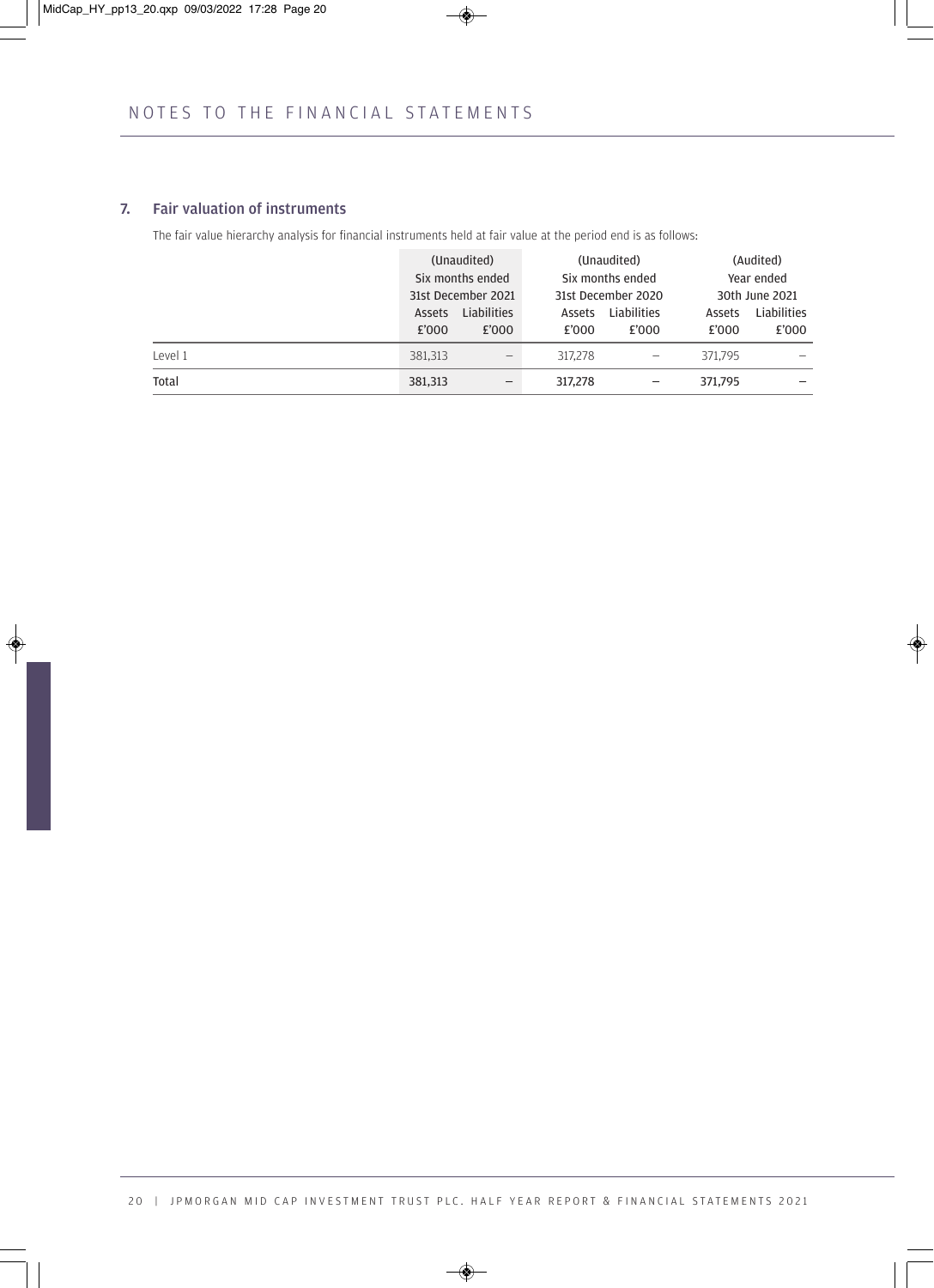## 7. Fair valuation of instruments

The fair value hierarchy analysis for financial instruments held at fair value at the period end is as follows:

| | (Unaudited) Six months ended 31st December 2021 | | (Unaudited) Six months ended 31st December 2020 | | (Audited) Year ended 30th June 2021 | |
|---|---|---|---|---|---|---|
| | Assets £'000 | Liabilities £'000 | Assets £'000 | Liabilities £'000 | Assets £'000 | Liabilities £'000 |
| Level 1 | 381,313 | – | 317,278 | – | 371,795 | – |
| **Total** | **381,313** | **–** | **317,278** | **–** | **371,795** | **–** |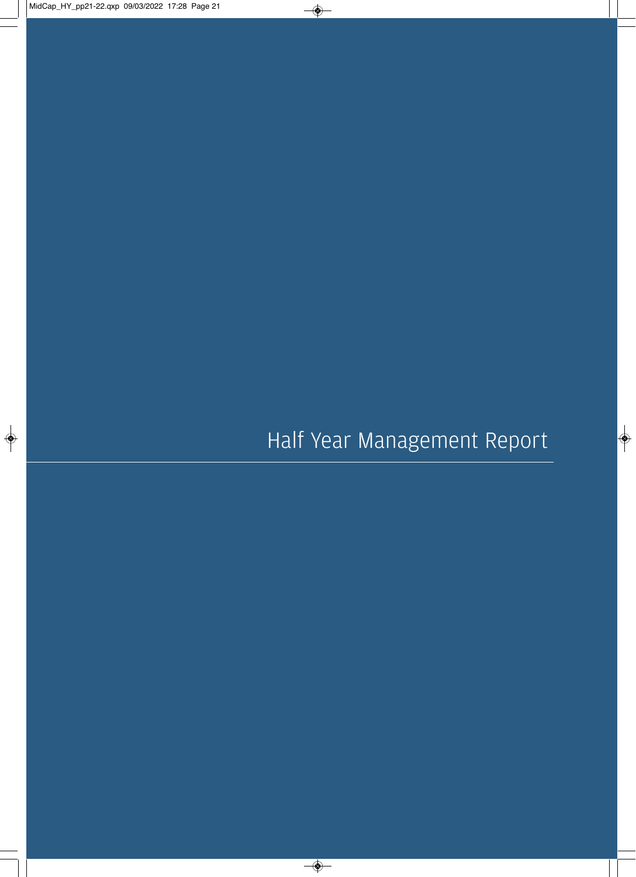# Half Year Management Report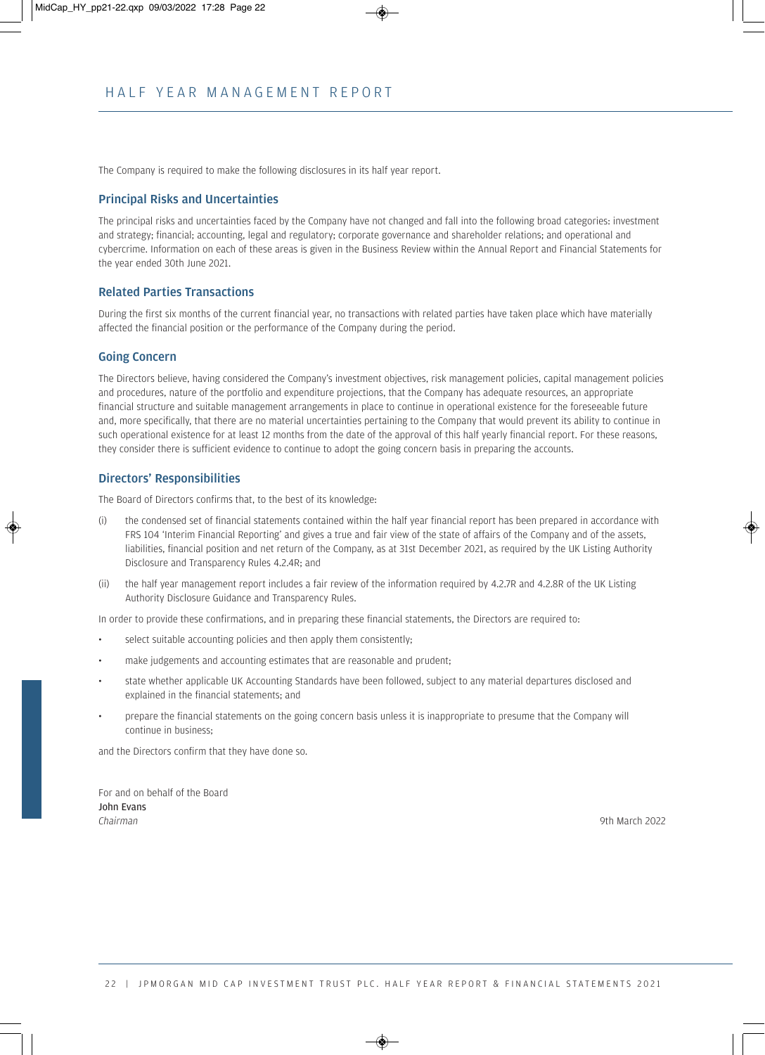# HALF YEAR MANAGEMENT REPORT

The Company is required to make the following disclosures in its half year report.

## Principal Risks and Uncertainties

The principal risks and uncertainties faced by the Company have not changed and fall into the following broad categories: investment and strategy; financial; accounting, legal and regulatory; corporate governance and shareholder relations; and operational and cybercrime. Information on each of these areas is given in the Business Review within the Annual Report and Financial Statements for the year ended 30th June 2021.

## Related Parties Transactions

During the first six months of the current financial year, no transactions with related parties have taken place which have materially affected the financial position or the performance of the Company during the period.

## Going Concern

The Directors believe, having considered the Company's investment objectives, risk management policies, capital management policies and procedures, nature of the portfolio and expenditure projections, that the Company has adequate resources, an appropriate financial structure and suitable management arrangements in place to continue in operational existence for the foreseeable future and, more specifically, that there are no material uncertainties pertaining to the Company that would prevent its ability to continue in such operational existence for at least 12 months from the date of the approval of this half yearly financial report. For these reasons, they consider there is sufficient evidence to continue to adopt the going concern basis in preparing the accounts.

## Directors' Responsibilities

The Board of Directors confirms that, to the best of its knowledge:

(i) the condensed set of financial statements contained within the half year financial report has been prepared in accordance with FRS 104 'Interim Financial Reporting' and gives a true and fair view of the state of affairs of the Company and of the assets, liabilities, financial position and net return of the Company, as at 31st December 2021, as required by the UK Listing Authority Disclosure and Transparency Rules 4.2.4R; and

(ii) the half year management report includes a fair review of the information required by 4.2.7R and 4.2.8R of the UK Listing Authority Disclosure Guidance and Transparency Rules.

In order to provide these confirmations, and in preparing these financial statements, the Directors are required to:

- select suitable accounting policies and then apply them consistently;
- make judgements and accounting estimates that are reasonable and prudent;
- state whether applicable UK Accounting Standards have been followed, subject to any material departures disclosed and explained in the financial statements; and
- prepare the financial statements on the going concern basis unless it is inappropriate to presume that the Company will continue in business;

and the Directors confirm that they have done so.

For and on behalf of the Board
**John Evans**
*Chairman*

9th March 2022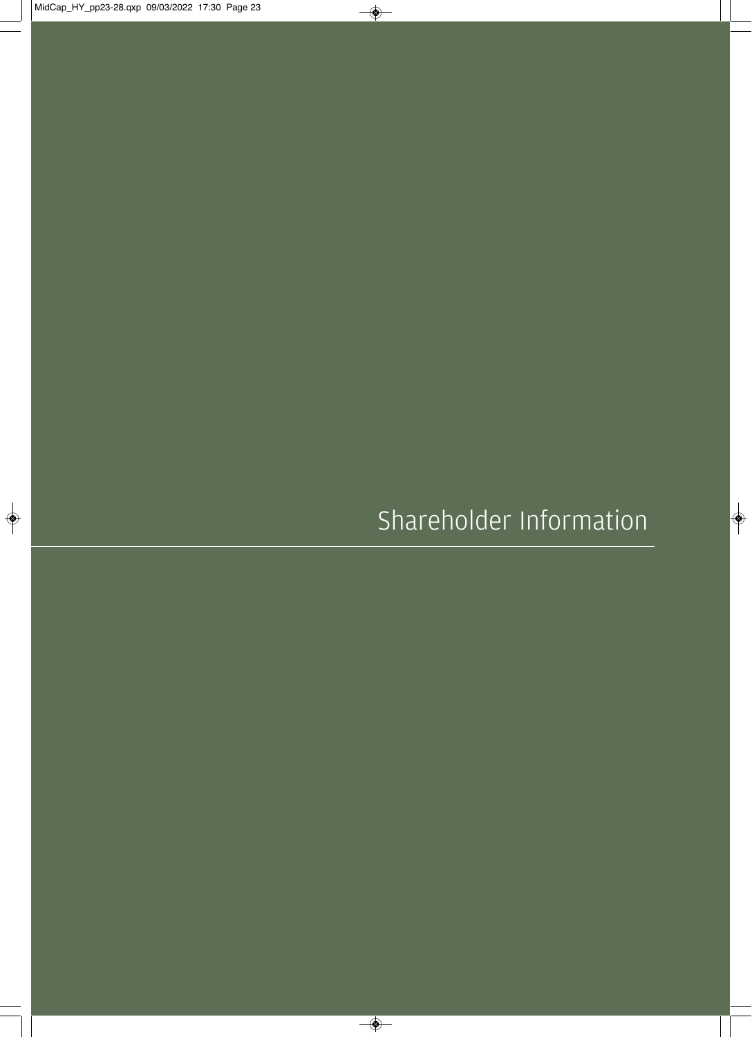# Shareholder Information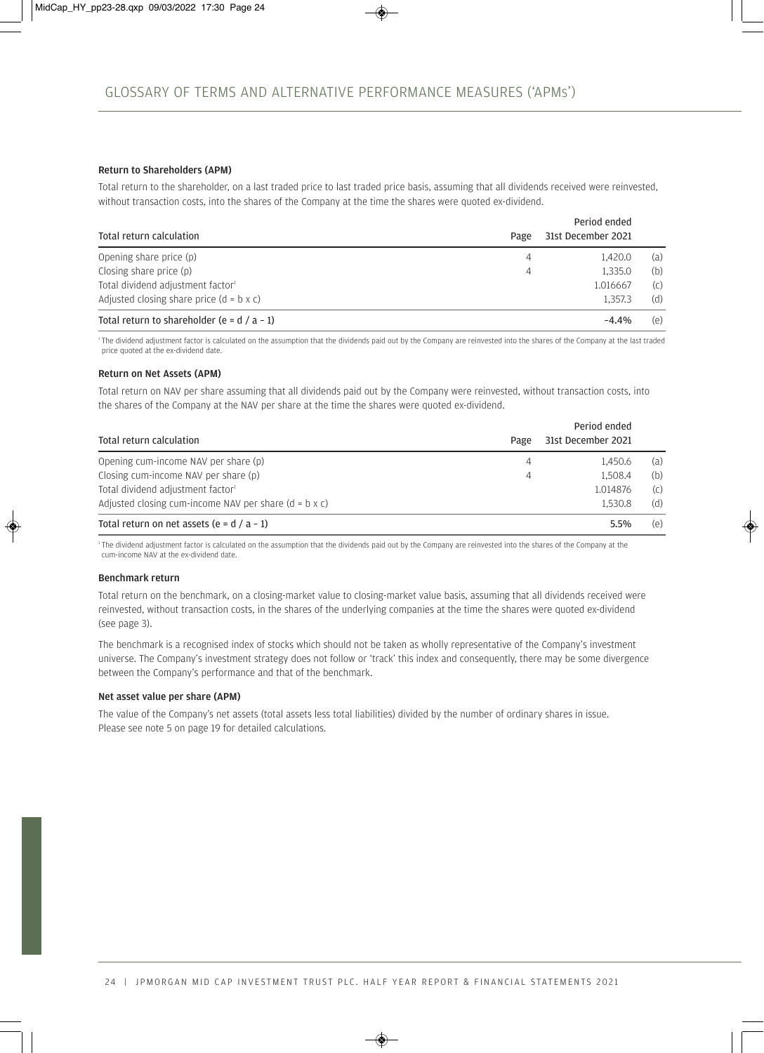# GLOSSARY OF TERMS AND ALTERNATIVE PERFORMANCE MEASURES ('APMs')

### Return to Shareholders (APM)

Total return to the shareholder, on a last traded price to last traded price basis, assuming that all dividends received were reinvested, without transaction costs, into the shares of the Company at the time the shares were quoted ex-dividend.

| Total return calculation | Page | Period ended 31st December 2021 | |
|---|---|---|---|
| Opening share price (p) | 4 | 1,420.0 | (a) |
| Closing share price (p) | 4 | 1,335.0 | (b) |
| Total dividend adjustment factor[1] | | 1.016667 | (c) |
| Adjusted closing share price (d = b x c) | | 1,357.3 | (d) |
| **Total return to shareholder (e = d / a – 1)** | | **–4.4%** | (e) |

[1] The dividend adjustment factor is calculated on the assumption that the dividends paid out by the Company are reinvested into the shares of the Company at the last traded price quoted at the ex-dividend date.

### Return on Net Assets (APM)

Total return on NAV per share assuming that all dividends paid out by the Company were reinvested, without transaction costs, into the shares of the Company at the NAV per share at the time the shares were quoted ex-dividend.

| Total return calculation | Page | Period ended 31st December 2021 | |
|---|---|---|---|
| Opening cum-income NAV per share (p) | 4 | 1,450.6 | (a) |
| Closing cum-income NAV per share (p) | 4 | 1,508.4 | (b) |
| Total dividend adjustment factor[1] | | 1.014876 | (c) |
| Adjusted closing cum-income NAV per share (d = b x c) | | 1,530.8 | (d) |
| **Total return on net assets (e = d / a – 1)** | | **5.5%** | (e) |

[1] The dividend adjustment factor is calculated on the assumption that the dividends paid out by the Company are reinvested into the shares of the Company at the cum-income NAV at the ex-dividend date.

### Benchmark return

Total return on the benchmark, on a closing-market value to closing-market value basis, assuming that all dividends received were reinvested, without transaction costs, in the shares of the underlying companies at the time the shares were quoted ex-dividend (see page 3).

The benchmark is a recognised index of stocks which should not be taken as wholly representative of the Company's investment universe. The Company's investment strategy does not follow or 'track' this index and consequently, there may be some divergence between the Company's performance and that of the benchmark.

### Net asset value per share (APM)

The value of the Company's net assets (total assets less total liabilities) divided by the number of ordinary shares in issue. Please see note 5 on page 19 for detailed calculations.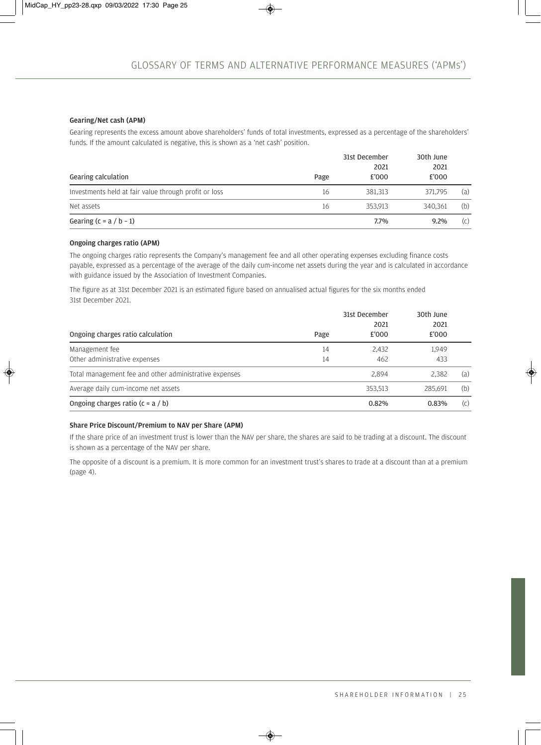# GLOSSARY OF TERMS AND ALTERNATIVE PERFORMANCE MEASURES ('APMs')

**Gearing/Net cash (APM)**

Gearing represents the excess amount above shareholders' funds of total investments, expressed as a percentage of the shareholders' funds. If the amount calculated is negative, this is shown as a 'net cash' position.

| Gearing calculation | Page | 31st December 2021 £'000 | 30th June 2021 £'000 | |
|---|---|---|---|---|
| Investments held at fair value through profit or loss | 16 | 381,313 | 371,795 | (a) |
| Net assets | 16 | 353,913 | 340,361 | (b) |
| Gearing (c = a / b – 1) | | 7.7% | 9.2% | (c) |

**Ongoing charges ratio (APM)**

The ongoing charges ratio represents the Company's management fee and all other operating expenses excluding finance costs payable, expressed as a percentage of the average of the daily cum-income net assets during the year and is calculated in accordance with guidance issued by the Association of Investment Companies.

The figure as at 31st December 2021 is an estimated figure based on annualised actual figures for the six months ended 31st December 2021.

| Ongoing charges ratio calculation | Page | 31st December 2021 £'000 | 30th June 2021 £'000 | |
|---|---|---|---|---|
| Management fee | 14 | 2,432 | 1,949 | |
| Other administrative expenses | 14 | 462 | 433 | |
| Total management fee and other administrative expenses | | 2,894 | 2,382 | (a) |
| Average daily cum-income net assets | | 353,513 | 285,691 | (b) |
| Ongoing charges ratio (c = a / b) | | 0.82% | 0.83% | (c) |

**Share Price Discount/Premium to NAV per Share (APM)**

If the share price of an investment trust is lower than the NAV per share, the shares are said to be trading at a discount. The discount is shown as a percentage of the NAV per share.

The opposite of a discount is a premium. It is more common for an investment trust's shares to trade at a discount than at a premium (page 4).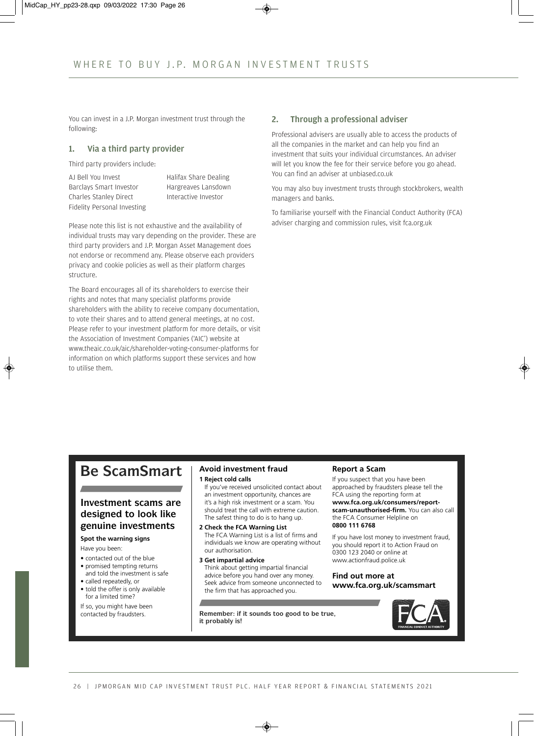# WHERE TO BUY J.P. MORGAN INVESTMENT TRUSTS

You can invest in a J.P. Morgan investment trust through the following:

## 1. Via a third party provider

Third party providers include:

- AJ Bell You Invest
- Barclays Smart Investor
- Charles Stanley Direct
- Fidelity Personal Investing
- Halifax Share Dealing
- Hargreaves Lansdown
- Interactive Investor

Please note this list is not exhaustive and the availability of individual trusts may vary depending on the provider. These are third party providers and J.P. Morgan Asset Management does not endorse or recommend any. Please observe each providers privacy and cookie policies as well as their platform charges structure.

The Board encourages all of its shareholders to exercise their rights and notes that many specialist platforms provide shareholders with the ability to receive company documentation, to vote their shares and to attend general meetings, at no cost. Please refer to your investment platform for more details, or visit the Association of Investment Companies ('AIC') website at www.theaic.co.uk/aic/shareholder-voting-consumer-platforms for information on which platforms support these services and how to utilise them.

## 2. Through a professional adviser

Professional advisers are usually able to access the products of all the companies in the market and can help you find an investment that suits your individual circumstances. An adviser will let you know the fee for their service before you go ahead. You can find an adviser at unbiased.co.uk

You may also buy investment trusts through stockbrokers, wealth managers and banks.

To familiarise yourself with the Financial Conduct Authority (FCA) adviser charging and commission rules, visit fca.org.uk

## Be ScamSmart

### Investment scams are designed to look like genuine investments

**Spot the warning signs**

Have you been:

- contacted out of the blue
- promised tempting returns and told the investment is safe
- called repeatedly, or
- told the offer is only available for a limited time?

If so, you might have been contacted by fraudsters.

### Avoid investment fraud

**1 Reject cold calls**
If you've received unsolicited contact about an investment opportunity, chances are it's a high risk investment or a scam. You should treat the call with extreme caution. The safest thing to do is to hang up.

**2 Check the FCA Warning List**
The FCA Warning List is a list of firms and individuals we know are operating without our authorisation.

**3 Get impartial advice**
Think about getting impartial financial advice before you hand over any money. Seek advice from someone unconnected to the firm that has approached you.

**Remember: if it sounds too good to be true, it probably is!**

### Report a Scam

If you suspect that you have been approached by fraudsters please tell the FCA using the reporting form at **www.fca.org.uk/consumers/report-scam-unauthorised-firm.** You can also call the FCA Consumer Helpline on **0800 111 6768**

If you have lost money to investment fraud, you should report it to Action Fraud on 0300 123 2040 or online at www.actionfraud.police.uk

### Find out more at www.fca.org.uk/scamsmart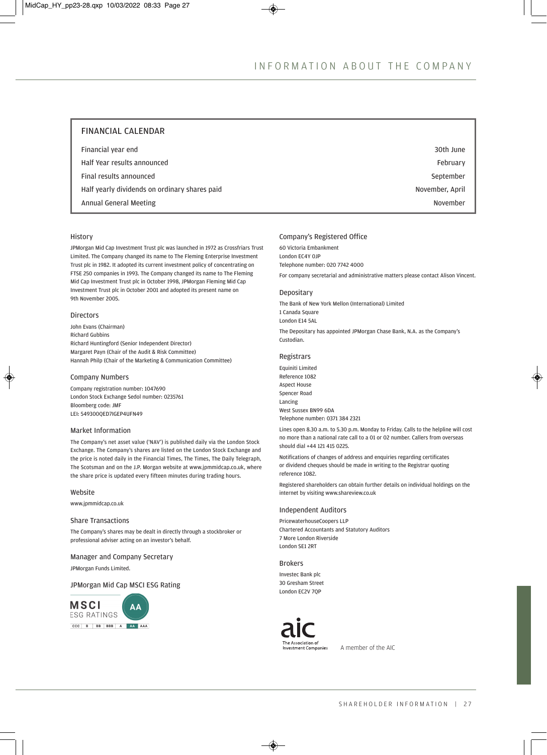# INFORMATION ABOUT THE COMPANY

## FINANCIAL CALENDAR

| | |
|---|---|
| Financial year end | 30th June |
| Half Year results announced | February |
| Final results announced | September |
| Half yearly dividends on ordinary shares paid | November, April |
| Annual General Meeting | November |

### History

JPMorgan Mid Cap Investment Trust plc was launched in 1972 as Crossfriars Trust Limited. The Company changed its name to The Fleming Enterprise Investment Trust plc in 1982. It adopted its current investment policy of concentrating on FTSE 250 companies in 1993. The Company changed its name to The Fleming Mid Cap Investment Trust plc in October 1998, JPMorgan Fleming Mid Cap Investment Trust plc in October 2001 and adopted its present name on 9th November 2005.

### Directors

John Evans (Chairman)
Richard Gubbins
Richard Huntingford (Senior Independent Director)
Margaret Payn (Chair of the Audit & Risk Committee)
Hannah Philp (Chair of the Marketing & Communication Committee)

### Company Numbers

Company registration number: 1047690
London Stock Exchange Sedol number: 0235761
Bloomberg code: JMF
LEI: 549300QED7IGEP4UFN49

### Market Information

The Company's net asset value ('NAV') is published daily via the London Stock Exchange. The Company's shares are listed on the London Stock Exchange and the price is noted daily in the Financial Times, The Times, The Daily Telegraph, The Scotsman and on the J.P. Morgan website at www.jpmmidcap.co.uk, where the share price is updated every fifteen minutes during trading hours.

### Website

www.jpmmidcap.co.uk

### Share Transactions

The Company's shares may be dealt in directly through a stockbroker or professional adviser acting on an investor's behalf.

### Manager and Company Secretary

JPMorgan Funds Limited.

### JPMorgan Mid Cap MSCI ESG Rating

MSCI ESG RATINGS: AA

CCC | B | BB | BBB | A | AA | AAA

### Company's Registered Office

60 Victoria Embankment
London EC4Y 0JP
Telephone number: 020 7742 4000

For company secretarial and administrative matters please contact Alison Vincent.

### Depositary

The Bank of New York Mellon (International) Limited
1 Canada Square
London E14 5AL

The Depositary has appointed JPMorgan Chase Bank, N.A. as the Company's Custodian.

### Registrars

Equiniti Limited
Reference 1082
Aspect House
Spencer Road
Lancing
West Sussex BN99 6DA
Telephone number: 0371 384 2321

Lines open 8.30 a.m. to 5.30 p.m. Monday to Friday. Calls to the helpline will cost no more than a national rate call to a 01 or 02 number. Callers from overseas should dial +44 121 415 0225.

Notifications of changes of address and enquiries regarding certificates or dividend cheques should be made in writing to the Registrar quoting reference 1082.

Registered shareholders can obtain further details on individual holdings on the internet by visiting www.shareview.co.uk

### Independent Auditors

PricewaterhouseCoopers LLP
Chartered Accountants and Statutory Auditors
7 More London Riverside
London SE1 2RT

### Brokers

Investec Bank plc
30 Gresham Street
London EC2V 7QP

aic – The Association of Investment Companies

A member of the AIC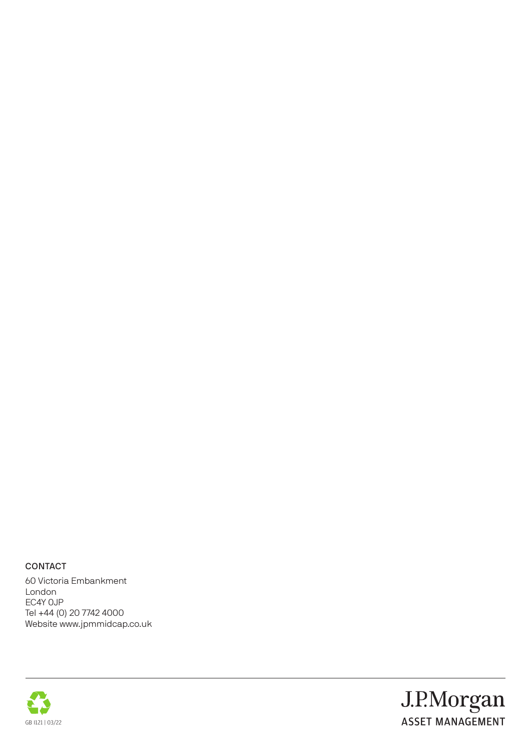CONTACT

60 Victoria Embankment
London
EC4Y 0JP
Tel +44 (0) 20 7742 4000
Website www.jpmmidcap.co.uk

GB I121 | 03/22

J.P.Morgan
ASSET MANAGEMENT